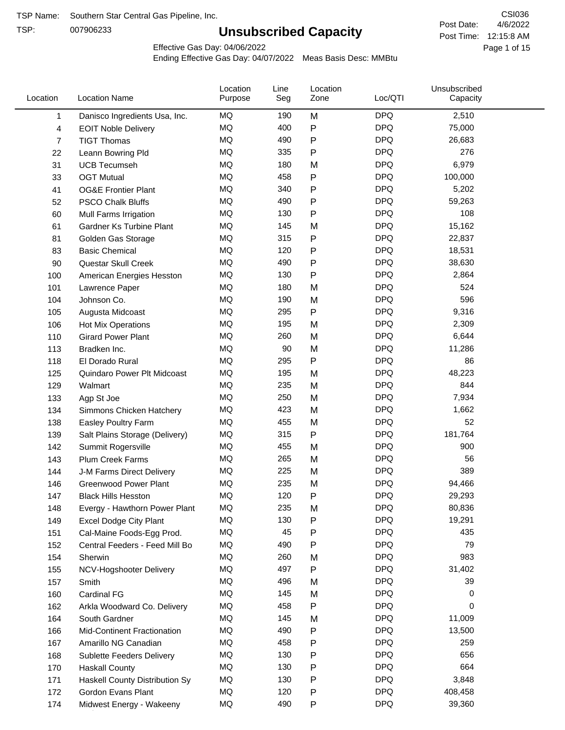TSP Name: Southern Star Central Gas Pipeline, Inc.

TSP: 007906233

CSI036

Post Date: 4/6/2022

Post Time: 12:15:8 AM

# Unsubscribed Capacity

Effective Gas Day: 04/06/2022

Ending Effective Gas Day: 04/07/2022 Meas Basis Desc: MMBtu

| Location | Location Name | Location Purpose | Line Seg | Location Zone | Loc/QTI | Unsubscribed Capacity |
|---|---|---|---|---|---|---|
| 1 | Danisco Ingredients Usa, Inc. | MQ | 190 | M | DPQ | 2,510 |
| 4 | EOIT Noble Delivery | MQ | 400 | P | DPQ | 75,000 |
| 7 | TIGT Thomas | MQ | 490 | P | DPQ | 26,683 |
| 22 | Leann Bowring Pld | MQ | 335 | P | DPQ | 276 |
| 31 | UCB Tecumseh | MQ | 180 | M | DPQ | 6,979 |
| 33 | OGT Mutual | MQ | 458 | P | DPQ | 100,000 |
| 41 | OG&E Frontier Plant | MQ | 340 | P | DPQ | 5,202 |
| 52 | PSCO Chalk Bluffs | MQ | 490 | P | DPQ | 59,263 |
| 60 | Mull Farms Irrigation | MQ | 130 | P | DPQ | 108 |
| 61 | Gardner Ks Turbine Plant | MQ | 145 | M | DPQ | 15,162 |
| 81 | Golden Gas Storage | MQ | 315 | P | DPQ | 22,837 |
| 83 | Basic Chemical | MQ | 120 | P | DPQ | 18,531 |
| 90 | Questar Skull Creek | MQ | 490 | P | DPQ | 38,630 |
| 100 | American Energies Hesston | MQ | 130 | P | DPQ | 2,864 |
| 101 | Lawrence Paper | MQ | 180 | M | DPQ | 524 |
| 104 | Johnson Co. | MQ | 190 | M | DPQ | 596 |
| 105 | Augusta Midcoast | MQ | 295 | P | DPQ | 9,316 |
| 106 | Hot Mix Operations | MQ | 195 | M | DPQ | 2,309 |
| 110 | Girard Power Plant | MQ | 260 | M | DPQ | 6,644 |
| 113 | Bradken Inc. | MQ | 90 | M | DPQ | 11,286 |
| 118 | El Dorado Rural | MQ | 295 | P | DPQ | 86 |
| 125 | Quindaro Power Plt Midcoast | MQ | 195 | M | DPQ | 48,223 |
| 129 | Walmart | MQ | 235 | M | DPQ | 844 |
| 133 | Agp St Joe | MQ | 250 | M | DPQ | 7,934 |
| 134 | Simmons Chicken Hatchery | MQ | 423 | M | DPQ | 1,662 |
| 138 | Easley Poultry Farm | MQ | 455 | M | DPQ | 52 |
| 139 | Salt Plains Storage (Delivery) | MQ | 315 | P | DPQ | 181,764 |
| 142 | Summit Rogersville | MQ | 455 | M | DPQ | 900 |
| 143 | Plum Creek Farms | MQ | 265 | M | DPQ | 56 |
| 144 | J-M Farms Direct Delivery | MQ | 225 | M | DPQ | 389 |
| 146 | Greenwood Power Plant | MQ | 235 | M | DPQ | 94,466 |
| 147 | Black Hills Hesston | MQ | 120 | P | DPQ | 29,293 |
| 148 | Evergy - Hawthorn Power Plant | MQ | 235 | M | DPQ | 80,836 |
| 149 | Excel Dodge City Plant | MQ | 130 | P | DPQ | 19,291 |
| 151 | Cal-Maine Foods-Egg Prod. | MQ | 45 | P | DPQ | 435 |
| 152 | Central Feeders - Feed Mill Bo | MQ | 490 | P | DPQ | 79 |
| 154 | Sherwin | MQ | 260 | M | DPQ | 983 |
| 155 | NCV-Hogshooter Delivery | MQ | 497 | P | DPQ | 31,402 |
| 157 | Smith | MQ | 496 | M | DPQ | 39 |
| 160 | Cardinal FG | MQ | 145 | M | DPQ | 0 |
| 162 | Arkla Woodward Co. Delivery | MQ | 458 | P | DPQ | 0 |
| 164 | South Gardner | MQ | 145 | M | DPQ | 11,009 |
| 166 | Mid-Continent Fractionation | MQ | 490 | P | DPQ | 13,500 |
| 167 | Amarillo NG Canadian | MQ | 458 | P | DPQ | 259 |
| 168 | Sublette Feeders Delivery | MQ | 130 | P | DPQ | 656 |
| 170 | Haskall County | MQ | 130 | P | DPQ | 664 |
| 171 | Haskall County Distribution Sy | MQ | 130 | P | DPQ | 3,848 |
| 172 | Gordon Evans Plant | MQ | 120 | P | DPQ | 408,458 |
| 174 | Midwest Energy - Wakeeny | MQ | 490 | P | DPQ | 39,360 |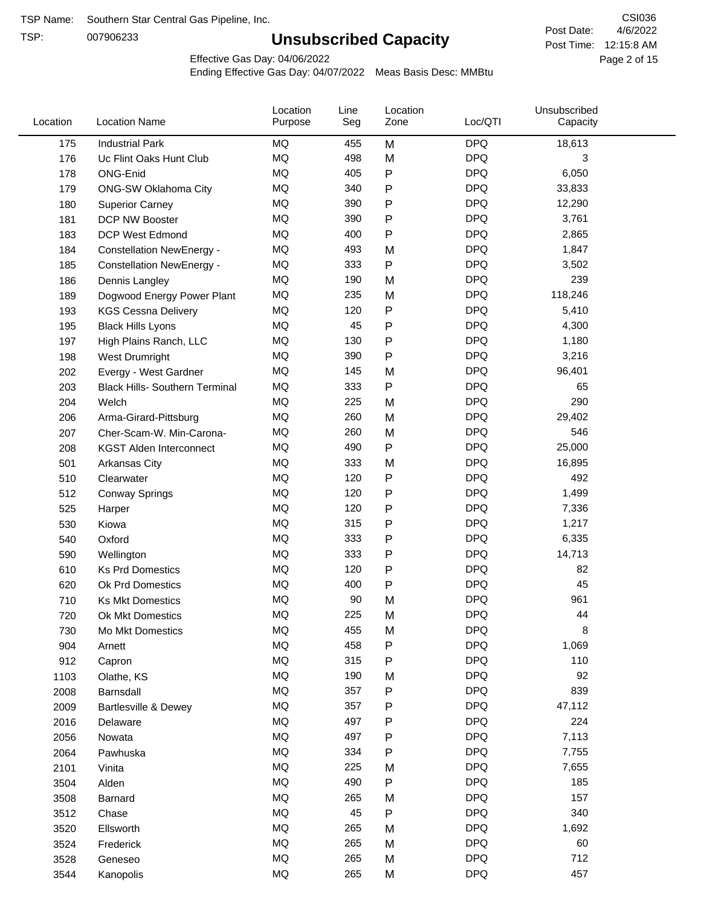TSP Name: Southern Star Central Gas Pipeline, Inc.

TSP: 007906233

# Unsubscribed Capacity

CSI036

Post Date: 4/6/2022

Post Time: 12:15:8 AM

Effective Gas Day: 04/06/2022

Ending Effective Gas Day: 04/07/2022 Meas Basis Desc: MMBtu

| Location | Location Name | Location Purpose | Line Seg | Location Zone | Loc/QTI | Unsubscribed Capacity |
|---|---|---|---|---|---|---|
| 175 | Industrial Park | MQ | 455 | M | DPQ | 18,613 |
| 176 | Uc Flint Oaks Hunt Club | MQ | 498 | M | DPQ | 3 |
| 178 | ONG-Enid | MQ | 405 | P | DPQ | 6,050 |
| 179 | ONG-SW Oklahoma City | MQ | 340 | P | DPQ | 33,833 |
| 180 | Superior Carney | MQ | 390 | P | DPQ | 12,290 |
| 181 | DCP NW Booster | MQ | 390 | P | DPQ | 3,761 |
| 183 | DCP West Edmond | MQ | 400 | P | DPQ | 2,865 |
| 184 | Constellation NewEnergy - | MQ | 493 | M | DPQ | 1,847 |
| 185 | Constellation NewEnergy - | MQ | 333 | P | DPQ | 3,502 |
| 186 | Dennis Langley | MQ | 190 | M | DPQ | 239 |
| 189 | Dogwood Energy Power Plant | MQ | 235 | M | DPQ | 118,246 |
| 193 | KGS Cessna Delivery | MQ | 120 | P | DPQ | 5,410 |
| 195 | Black Hills Lyons | MQ | 45 | P | DPQ | 4,300 |
| 197 | High Plains Ranch, LLC | MQ | 130 | P | DPQ | 1,180 |
| 198 | West Drumright | MQ | 390 | P | DPQ | 3,216 |
| 202 | Evergy - West Gardner | MQ | 145 | M | DPQ | 96,401 |
| 203 | Black Hills- Southern Terminal | MQ | 333 | P | DPQ | 65 |
| 204 | Welch | MQ | 225 | M | DPQ | 290 |
| 206 | Arma-Girard-Pittsburg | MQ | 260 | M | DPQ | 29,402 |
| 207 | Cher-Scam-W. Min-Carona- | MQ | 260 | M | DPQ | 546 |
| 208 | KGST Alden Interconnect | MQ | 490 | P | DPQ | 25,000 |
| 501 | Arkansas City | MQ | 333 | M | DPQ | 16,895 |
| 510 | Clearwater | MQ | 120 | P | DPQ | 492 |
| 512 | Conway Springs | MQ | 120 | P | DPQ | 1,499 |
| 525 | Harper | MQ | 120 | P | DPQ | 7,336 |
| 530 | Kiowa | MQ | 315 | P | DPQ | 1,217 |
| 540 | Oxford | MQ | 333 | P | DPQ | 6,335 |
| 590 | Wellington | MQ | 333 | P | DPQ | 14,713 |
| 610 | Ks Prd Domestics | MQ | 120 | P | DPQ | 82 |
| 620 | Ok Prd Domestics | MQ | 400 | P | DPQ | 45 |
| 710 | Ks Mkt Domestics | MQ | 90 | M | DPQ | 961 |
| 720 | Ok Mkt Domestics | MQ | 225 | M | DPQ | 44 |
| 730 | Mo Mkt Domestics | MQ | 455 | M | DPQ | 8 |
| 904 | Arnett | MQ | 458 | P | DPQ | 1,069 |
| 912 | Capron | MQ | 315 | P | DPQ | 110 |
| 1103 | Olathe, KS | MQ | 190 | M | DPQ | 92 |
| 2008 | Barnsdall | MQ | 357 | P | DPQ | 839 |
| 2009 | Bartlesville & Dewey | MQ | 357 | P | DPQ | 47,112 |
| 2016 | Delaware | MQ | 497 | P | DPQ | 224 |
| 2056 | Nowata | MQ | 497 | P | DPQ | 7,113 |
| 2064 | Pawhuska | MQ | 334 | P | DPQ | 7,755 |
| 2101 | Vinita | MQ | 225 | M | DPQ | 7,655 |
| 3504 | Alden | MQ | 490 | P | DPQ | 185 |
| 3508 | Barnard | MQ | 265 | M | DPQ | 157 |
| 3512 | Chase | MQ | 45 | P | DPQ | 340 |
| 3520 | Ellsworth | MQ | 265 | M | DPQ | 1,692 |
| 3524 | Frederick | MQ | 265 | M | DPQ | 60 |
| 3528 | Geneseo | MQ | 265 | M | DPQ | 712 |
| 3544 | Kanopolis | MQ | 265 | M | DPQ | 457 |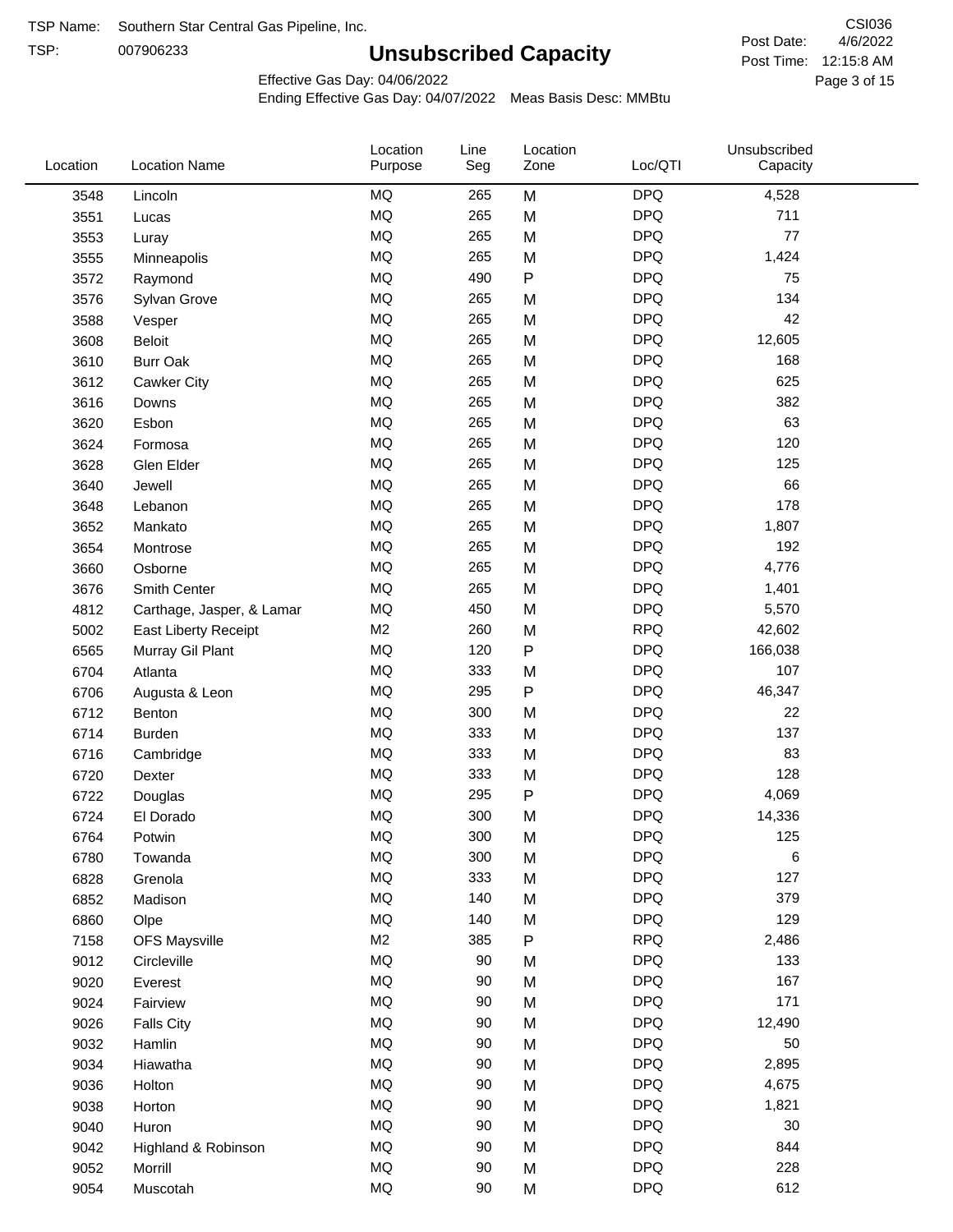TSP Name: Southern Star Central Gas Pipeline, Inc.

TSP: 007906233

# Unsubscribed Capacity

CSI036

Post Date: 4/6/2022

Post Time: 12:15:8 AM

Effective Gas Day: 04/06/2022

Ending Effective Gas Day: 04/07/2022 Meas Basis Desc: MMBtu

| Location | Location Name | Location Purpose | Line Seg | Location Zone | Loc/QTI | Unsubscribed Capacity |
|---|---|---|---|---|---|---|
| 3548 | Lincoln | MQ | 265 | M | DPQ | 4,528 |
| 3551 | Lucas | MQ | 265 | M | DPQ | 711 |
| 3553 | Luray | MQ | 265 | M | DPQ | 77 |
| 3555 | Minneapolis | MQ | 265 | M | DPQ | 1,424 |
| 3572 | Raymond | MQ | 490 | P | DPQ | 75 |
| 3576 | Sylvan Grove | MQ | 265 | M | DPQ | 134 |
| 3588 | Vesper | MQ | 265 | M | DPQ | 42 |
| 3608 | Beloit | MQ | 265 | M | DPQ | 12,605 |
| 3610 | Burr Oak | MQ | 265 | M | DPQ | 168 |
| 3612 | Cawker City | MQ | 265 | M | DPQ | 625 |
| 3616 | Downs | MQ | 265 | M | DPQ | 382 |
| 3620 | Esbon | MQ | 265 | M | DPQ | 63 |
| 3624 | Formosa | MQ | 265 | M | DPQ | 120 |
| 3628 | Glen Elder | MQ | 265 | M | DPQ | 125 |
| 3640 | Jewell | MQ | 265 | M | DPQ | 66 |
| 3648 | Lebanon | MQ | 265 | M | DPQ | 178 |
| 3652 | Mankato | MQ | 265 | M | DPQ | 1,807 |
| 3654 | Montrose | MQ | 265 | M | DPQ | 192 |
| 3660 | Osborne | MQ | 265 | M | DPQ | 4,776 |
| 3676 | Smith Center | MQ | 265 | M | DPQ | 1,401 |
| 4812 | Carthage, Jasper, & Lamar | MQ | 450 | M | DPQ | 5,570 |
| 5002 | East Liberty Receipt | M2 | 260 | M | RPQ | 42,602 |
| 6565 | Murray Gil Plant | MQ | 120 | P | DPQ | 166,038 |
| 6704 | Atlanta | MQ | 333 | M | DPQ | 107 |
| 6706 | Augusta & Leon | MQ | 295 | P | DPQ | 46,347 |
| 6712 | Benton | MQ | 300 | M | DPQ | 22 |
| 6714 | Burden | MQ | 333 | M | DPQ | 137 |
| 6716 | Cambridge | MQ | 333 | M | DPQ | 83 |
| 6720 | Dexter | MQ | 333 | M | DPQ | 128 |
| 6722 | Douglas | MQ | 295 | P | DPQ | 4,069 |
| 6724 | El Dorado | MQ | 300 | M | DPQ | 14,336 |
| 6764 | Potwin | MQ | 300 | M | DPQ | 125 |
| 6780 | Towanda | MQ | 300 | M | DPQ | 6 |
| 6828 | Grenola | MQ | 333 | M | DPQ | 127 |
| 6852 | Madison | MQ | 140 | M | DPQ | 379 |
| 6860 | Olpe | MQ | 140 | M | DPQ | 129 |
| 7158 | OFS Maysville | M2 | 385 | P | RPQ | 2,486 |
| 9012 | Circleville | MQ | 90 | M | DPQ | 133 |
| 9020 | Everest | MQ | 90 | M | DPQ | 167 |
| 9024 | Fairview | MQ | 90 | M | DPQ | 171 |
| 9026 | Falls City | MQ | 90 | M | DPQ | 12,490 |
| 9032 | Hamlin | MQ | 90 | M | DPQ | 50 |
| 9034 | Hiawatha | MQ | 90 | M | DPQ | 2,895 |
| 9036 | Holton | MQ | 90 | M | DPQ | 4,675 |
| 9038 | Horton | MQ | 90 | M | DPQ | 1,821 |
| 9040 | Huron | MQ | 90 | M | DPQ | 30 |
| 9042 | Highland & Robinson | MQ | 90 | M | DPQ | 844 |
| 9052 | Morrill | MQ | 90 | M | DPQ | 228 |
| 9054 | Muscotah | MQ | 90 | M | DPQ | 612 |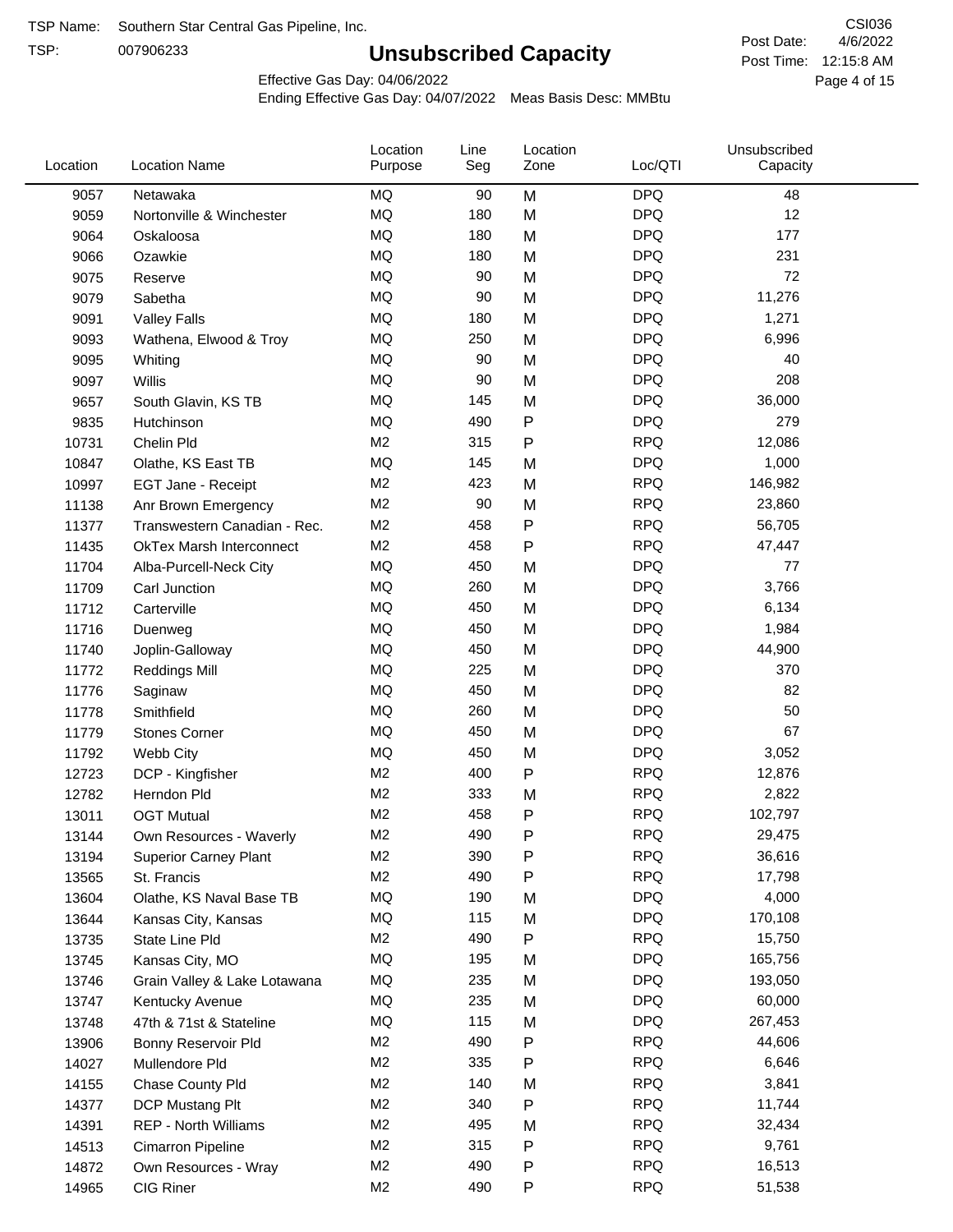TSP Name: Southern Star Central Gas Pipeline, Inc.

TSP: 007906233

# Unsubscribed Capacity

CSI036

Post Date: 4/6/2022

Post Time: 12:15:8 AM

Effective Gas Day: 04/06/2022

Ending Effective Gas Day: 04/07/2022 Meas Basis Desc: MMBtu

| Location | Location Name | Location Purpose | Line Seg | Location Zone | Loc/QTI | Unsubscribed Capacity |
|---|---|---|---|---|---|---|
| 9057 | Netawaka | MQ | 90 | M | DPQ | 48 |
| 9059 | Nortonville & Winchester | MQ | 180 | M | DPQ | 12 |
| 9064 | Oskaloosa | MQ | 180 | M | DPQ | 177 |
| 9066 | Ozawkie | MQ | 180 | M | DPQ | 231 |
| 9075 | Reserve | MQ | 90 | M | DPQ | 72 |
| 9079 | Sabetha | MQ | 90 | M | DPQ | 11,276 |
| 9091 | Valley Falls | MQ | 180 | M | DPQ | 1,271 |
| 9093 | Wathena, Elwood & Troy | MQ | 250 | M | DPQ | 6,996 |
| 9095 | Whiting | MQ | 90 | M | DPQ | 40 |
| 9097 | Willis | MQ | 90 | M | DPQ | 208 |
| 9657 | South Glavin, KS TB | MQ | 145 | M | DPQ | 36,000 |
| 9835 | Hutchinson | MQ | 490 | P | DPQ | 279 |
| 10731 | Chelin Pld | M2 | 315 | P | RPQ | 12,086 |
| 10847 | Olathe, KS East TB | MQ | 145 | M | DPQ | 1,000 |
| 10997 | EGT Jane - Receipt | M2 | 423 | M | RPQ | 146,982 |
| 11138 | Anr Brown Emergency | M2 | 90 | M | RPQ | 23,860 |
| 11377 | Transwestern Canadian - Rec. | M2 | 458 | P | RPQ | 56,705 |
| 11435 | OkTex Marsh Interconnect | M2 | 458 | P | RPQ | 47,447 |
| 11704 | Alba-Purcell-Neck City | MQ | 450 | M | DPQ | 77 |
| 11709 | Carl Junction | MQ | 260 | M | DPQ | 3,766 |
| 11712 | Carterville | MQ | 450 | M | DPQ | 6,134 |
| 11716 | Duenweg | MQ | 450 | M | DPQ | 1,984 |
| 11740 | Joplin-Galloway | MQ | 450 | M | DPQ | 44,900 |
| 11772 | Reddings Mill | MQ | 225 | M | DPQ | 370 |
| 11776 | Saginaw | MQ | 450 | M | DPQ | 82 |
| 11778 | Smithfield | MQ | 260 | M | DPQ | 50 |
| 11779 | Stones Corner | MQ | 450 | M | DPQ | 67 |
| 11792 | Webb City | MQ | 450 | M | DPQ | 3,052 |
| 12723 | DCP - Kingfisher | M2 | 400 | P | RPQ | 12,876 |
| 12782 | Herndon Pld | M2 | 333 | M | RPQ | 2,822 |
| 13011 | OGT Mutual | M2 | 458 | P | RPQ | 102,797 |
| 13144 | Own Resources - Waverly | M2 | 490 | P | RPQ | 29,475 |
| 13194 | Superior Carney Plant | M2 | 390 | P | RPQ | 36,616 |
| 13565 | St. Francis | M2 | 490 | P | RPQ | 17,798 |
| 13604 | Olathe, KS Naval Base TB | MQ | 190 | M | DPQ | 4,000 |
| 13644 | Kansas City, Kansas | MQ | 115 | M | DPQ | 170,108 |
| 13735 | State Line Pld | M2 | 490 | P | RPQ | 15,750 |
| 13745 | Kansas City, MO | MQ | 195 | M | DPQ | 165,756 |
| 13746 | Grain Valley & Lake Lotawana | MQ | 235 | M | DPQ | 193,050 |
| 13747 | Kentucky Avenue | MQ | 235 | M | DPQ | 60,000 |
| 13748 | 47th & 71st & Stateline | MQ | 115 | M | DPQ | 267,453 |
| 13906 | Bonny Reservoir Pld | M2 | 490 | P | RPQ | 44,606 |
| 14027 | Mullendore Pld | M2 | 335 | P | RPQ | 6,646 |
| 14155 | Chase County Pld | M2 | 140 | M | RPQ | 3,841 |
| 14377 | DCP Mustang Plt | M2 | 340 | P | RPQ | 11,744 |
| 14391 | REP - North Williams | M2 | 495 | M | RPQ | 32,434 |
| 14513 | Cimarron Pipeline | M2 | 315 | P | RPQ | 9,761 |
| 14872 | Own Resources - Wray | M2 | 490 | P | RPQ | 16,513 |
| 14965 | CIG Riner | M2 | 490 | P | RPQ | 51,538 |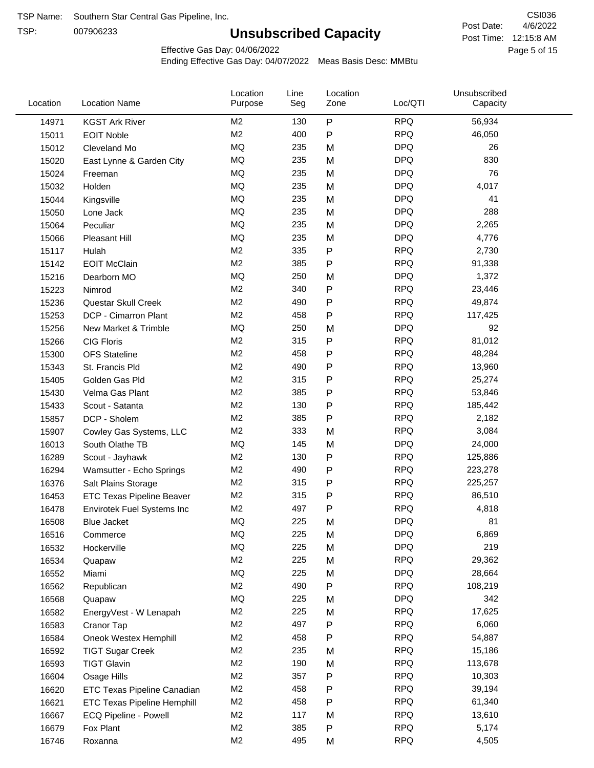TSP Name: Southern Star Central Gas Pipeline, Inc.

TSP: 007906233

# Unsubscribed Capacity

CSI036

Post Date: 4/6/2022

Post Time: 12:15:8 AM

Effective Gas Day: 04/06/2022

Ending Effective Gas Day: 04/07/2022 Meas Basis Desc: MMBtu

| Location | Location Name | Location Purpose | Line Seg | Location Zone | Loc/QTI | Unsubscribed Capacity |
|---|---|---|---|---|---|---|
| 14971 | KGST Ark River | M2 | 130 | P | RPQ | 56,934 |
| 15011 | EOIT Noble | M2 | 400 | P | RPQ | 46,050 |
| 15012 | Cleveland Mo | MQ | 235 | M | DPQ | 26 |
| 15020 | East Lynne & Garden City | MQ | 235 | M | DPQ | 830 |
| 15024 | Freeman | MQ | 235 | M | DPQ | 76 |
| 15032 | Holden | MQ | 235 | M | DPQ | 4,017 |
| 15044 | Kingsville | MQ | 235 | M | DPQ | 41 |
| 15050 | Lone Jack | MQ | 235 | M | DPQ | 288 |
| 15064 | Peculiar | MQ | 235 | M | DPQ | 2,265 |
| 15066 | Pleasant Hill | MQ | 235 | M | DPQ | 4,776 |
| 15117 | Hulah | M2 | 335 | P | RPQ | 2,730 |
| 15142 | EOIT McClain | M2 | 385 | P | RPQ | 91,338 |
| 15216 | Dearborn MO | MQ | 250 | M | DPQ | 1,372 |
| 15223 | Nimrod | M2 | 340 | P | RPQ | 23,446 |
| 15236 | Questar Skull Creek | M2 | 490 | P | RPQ | 49,874 |
| 15253 | DCP - Cimarron Plant | M2 | 458 | P | RPQ | 117,425 |
| 15256 | New Market & Trimble | MQ | 250 | M | DPQ | 92 |
| 15266 | CIG Floris | M2 | 315 | P | RPQ | 81,012 |
| 15300 | OFS Stateline | M2 | 458 | P | RPQ | 48,284 |
| 15343 | St. Francis Pld | M2 | 490 | P | RPQ | 13,960 |
| 15405 | Golden Gas Pld | M2 | 315 | P | RPQ | 25,274 |
| 15430 | Velma Gas Plant | M2 | 385 | P | RPQ | 53,846 |
| 15433 | Scout - Satanta | M2 | 130 | P | RPQ | 185,442 |
| 15857 | DCP - Sholem | M2 | 385 | P | RPQ | 2,182 |
| 15907 | Cowley Gas Systems, LLC | M2 | 333 | M | RPQ | 3,084 |
| 16013 | South Olathe TB | MQ | 145 | M | DPQ | 24,000 |
| 16289 | Scout - Jayhawk | M2 | 130 | P | RPQ | 125,886 |
| 16294 | Wamsutter - Echo Springs | M2 | 490 | P | RPQ | 223,278 |
| 16376 | Salt Plains Storage | M2 | 315 | P | RPQ | 225,257 |
| 16453 | ETC Texas Pipeline Beaver | M2 | 315 | P | RPQ | 86,510 |
| 16478 | Envirotek Fuel Systems Inc | M2 | 497 | P | RPQ | 4,818 |
| 16508 | Blue Jacket | MQ | 225 | M | DPQ | 81 |
| 16516 | Commerce | MQ | 225 | M | DPQ | 6,869 |
| 16532 | Hockerville | MQ | 225 | M | DPQ | 219 |
| 16534 | Quapaw | M2 | 225 | M | RPQ | 29,362 |
| 16552 | Miami | MQ | 225 | M | DPQ | 28,664 |
| 16562 | Republican | M2 | 490 | P | RPQ | 108,219 |
| 16568 | Quapaw | MQ | 225 | M | DPQ | 342 |
| 16582 | EnergyVest - W Lenapah | M2 | 225 | M | RPQ | 17,625 |
| 16583 | Cranor Tap | M2 | 497 | P | RPQ | 6,060 |
| 16584 | Oneok Westex Hemphill | M2 | 458 | P | RPQ | 54,887 |
| 16592 | TIGT Sugar Creek | M2 | 235 | M | RPQ | 15,186 |
| 16593 | TIGT Glavin | M2 | 190 | M | RPQ | 113,678 |
| 16604 | Osage Hills | M2 | 357 | P | RPQ | 10,303 |
| 16620 | ETC Texas Pipeline Canadian | M2 | 458 | P | RPQ | 39,194 |
| 16621 | ETC Texas Pipeline Hemphill | M2 | 458 | P | RPQ | 61,340 |
| 16667 | ECQ Pipeline - Powell | M2 | 117 | M | RPQ | 13,610 |
| 16679 | Fox Plant | M2 | 385 | P | RPQ | 5,174 |
| 16746 | Roxanna | M2 | 495 | M | RPQ | 4,505 |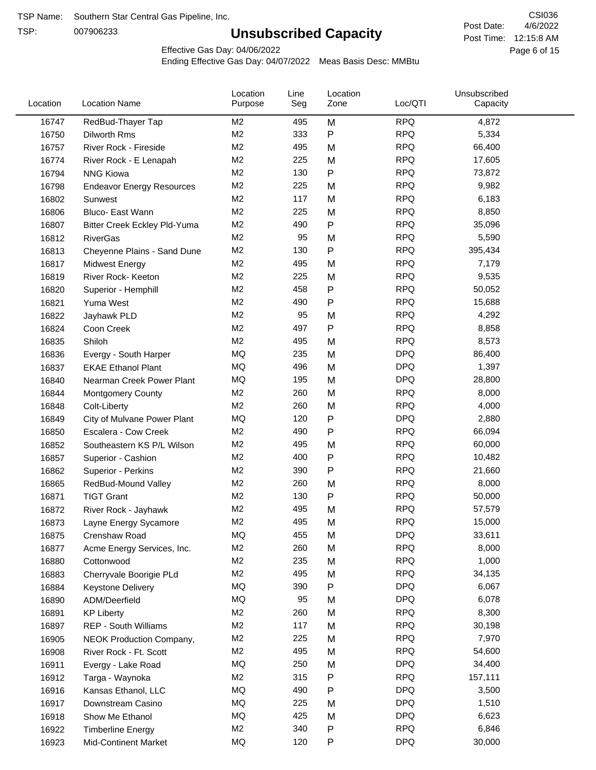TSP Name: Southern Star Central Gas Pipeline, Inc.

TSP: 007906233

# Unsubscribed Capacity

CSI036

Post Date: 4/6/2022

Post Time: 12:15:8 AM

Effective Gas Day: 04/06/2022

Ending Effective Gas Day: 04/07/2022 Meas Basis Desc: MMBtu

| Location | Location Name | Location Purpose | Line Seg | Location Zone | Loc/QTI | Unsubscribed Capacity |
|---|---|---|---|---|---|---|
| 16747 | RedBud-Thayer Tap | M2 | 495 | M | RPQ | 4,872 |
| 16750 | Dilworth Rms | M2 | 333 | P | RPQ | 5,334 |
| 16757 | River Rock - Fireside | M2 | 495 | M | RPQ | 66,400 |
| 16774 | River Rock - E Lenapah | M2 | 225 | M | RPQ | 17,605 |
| 16794 | NNG Kiowa | M2 | 130 | P | RPQ | 73,872 |
| 16798 | Endeavor Energy Resources | M2 | 225 | M | RPQ | 9,982 |
| 16802 | Sunwest | M2 | 117 | M | RPQ | 6,183 |
| 16806 | Bluco- East Wann | M2 | 225 | M | RPQ | 8,850 |
| 16807 | Bitter Creek Eckley Pld-Yuma | M2 | 490 | P | RPQ | 35,096 |
| 16812 | RiverGas | M2 | 95 | M | RPQ | 5,590 |
| 16813 | Cheyenne Plains - Sand Dune | M2 | 130 | P | RPQ | 395,434 |
| 16817 | Midwest Energy | M2 | 495 | M | RPQ | 7,179 |
| 16819 | River Rock- Keeton | M2 | 225 | M | RPQ | 9,535 |
| 16820 | Superior - Hemphill | M2 | 458 | P | RPQ | 50,052 |
| 16821 | Yuma West | M2 | 490 | P | RPQ | 15,688 |
| 16822 | Jayhawk PLD | M2 | 95 | M | RPQ | 4,292 |
| 16824 | Coon Creek | M2 | 497 | P | RPQ | 8,858 |
| 16835 | Shiloh | M2 | 495 | M | RPQ | 8,573 |
| 16836 | Evergy - South Harper | MQ | 235 | M | DPQ | 86,400 |
| 16837 | EKAE Ethanol Plant | MQ | 496 | M | DPQ | 1,397 |
| 16840 | Nearman Creek Power Plant | MQ | 195 | M | DPQ | 28,800 |
| 16844 | Montgomery County | M2 | 260 | M | RPQ | 8,000 |
| 16848 | Colt-Liberty | M2 | 260 | M | RPQ | 4,000 |
| 16849 | City of Mulvane Power Plant | MQ | 120 | P | DPQ | 2,880 |
| 16850 | Escalera - Cow Creek | M2 | 490 | P | RPQ | 66,094 |
| 16852 | Southeastern KS P/L Wilson | M2 | 495 | M | RPQ | 60,000 |
| 16857 | Superior - Cashion | M2 | 400 | P | RPQ | 10,482 |
| 16862 | Superior - Perkins | M2 | 390 | P | RPQ | 21,660 |
| 16865 | RedBud-Mound Valley | M2 | 260 | M | RPQ | 8,000 |
| 16871 | TIGT Grant | M2 | 130 | P | RPQ | 50,000 |
| 16872 | River Rock - Jayhawk | M2 | 495 | M | RPQ | 57,579 |
| 16873 | Layne Energy Sycamore | M2 | 495 | M | RPQ | 15,000 |
| 16875 | Crenshaw Road | MQ | 455 | M | DPQ | 33,611 |
| 16877 | Acme Energy Services, Inc. | M2 | 260 | M | RPQ | 8,000 |
| 16880 | Cottonwood | M2 | 235 | M | RPQ | 1,000 |
| 16883 | Cherryvale Boorigie PLd | M2 | 495 | M | RPQ | 34,135 |
| 16884 | Keystone Delivery | MQ | 390 | P | DPQ | 6,067 |
| 16890 | ADM/Deerfield | MQ | 95 | M | DPQ | 6,078 |
| 16891 | KP Liberty | M2 | 260 | M | RPQ | 8,300 |
| 16897 | REP - South Williams | M2 | 117 | M | RPQ | 30,198 |
| 16905 | NEOK Production Company, | M2 | 225 | M | RPQ | 7,970 |
| 16908 | River Rock - Ft. Scott | M2 | 495 | M | RPQ | 54,600 |
| 16911 | Evergy - Lake Road | MQ | 250 | M | DPQ | 34,400 |
| 16912 | Targa - Waynoka | M2 | 315 | P | RPQ | 157,111 |
| 16916 | Kansas Ethanol, LLC | MQ | 490 | P | DPQ | 3,500 |
| 16917 | Downstream Casino | MQ | 225 | M | DPQ | 1,510 |
| 16918 | Show Me Ethanol | MQ | 425 | M | DPQ | 6,623 |
| 16922 | Timberline Energy | M2 | 340 | P | RPQ | 6,846 |
| 16923 | Mid-Continent Market | MQ | 120 | P | DPQ | 30,000 |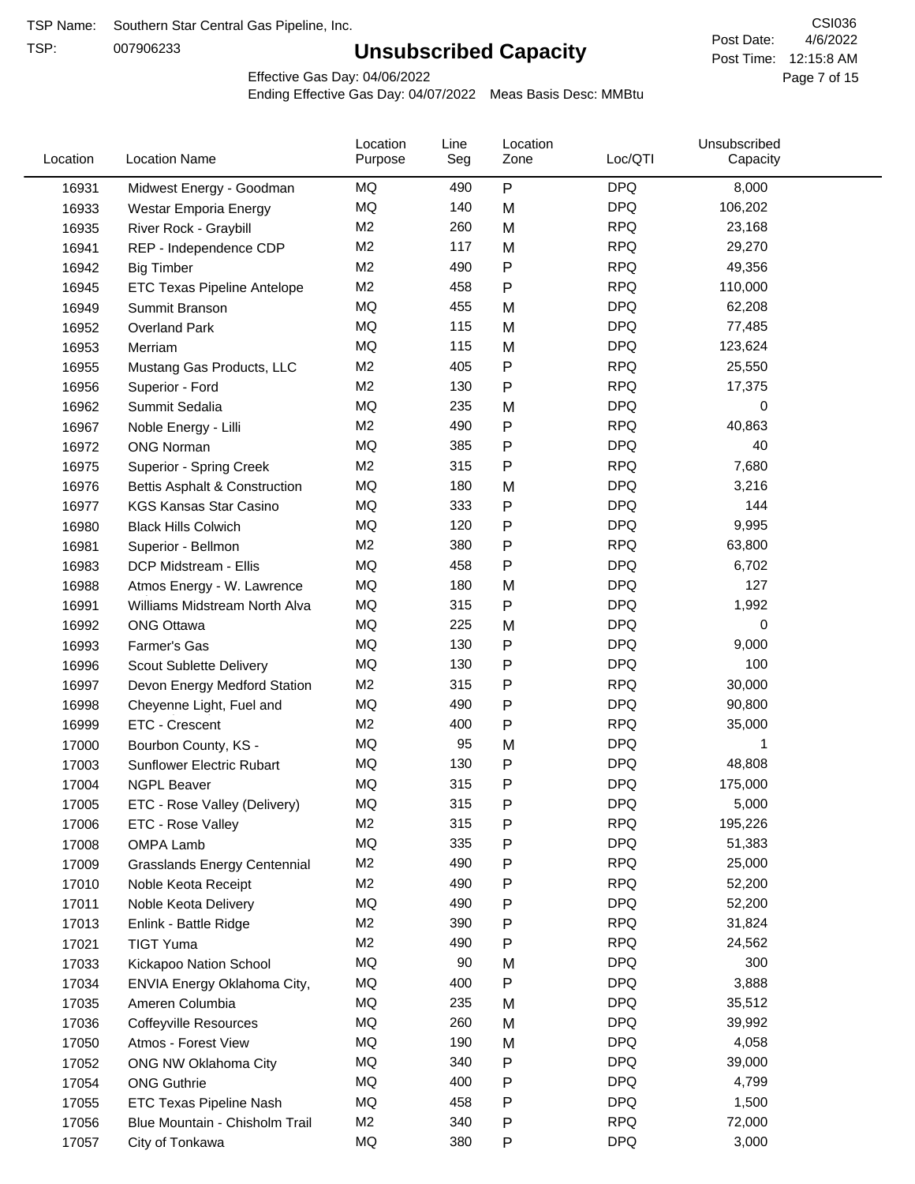TSP Name: Southern Star Central Gas Pipeline, Inc.

TSP: 007906233

# Unsubscribed Capacity

CSI036

Post Date: 4/6/2022

Post Time: 12:15:8 AM

Effective Gas Day: 04/06/2022

Ending Effective Gas Day: 04/07/2022 Meas Basis Desc: MMBtu

| Location | Location Name | Location Purpose | Line Seg | Location Zone | Loc/QTI | Unsubscribed Capacity |
|---|---|---|---|---|---|---|
| 16931 | Midwest Energy - Goodman | MQ | 490 | P | DPQ | 8,000 |
| 16933 | Westar Emporia Energy | MQ | 140 | M | DPQ | 106,202 |
| 16935 | River Rock - Graybill | M2 | 260 | M | RPQ | 23,168 |
| 16941 | REP - Independence CDP | M2 | 117 | M | RPQ | 29,270 |
| 16942 | Big Timber | M2 | 490 | P | RPQ | 49,356 |
| 16945 | ETC Texas Pipeline Antelope | M2 | 458 | P | RPQ | 110,000 |
| 16949 | Summit Branson | MQ | 455 | M | DPQ | 62,208 |
| 16952 | Overland Park | MQ | 115 | M | DPQ | 77,485 |
| 16953 | Merriam | MQ | 115 | M | DPQ | 123,624 |
| 16955 | Mustang Gas Products, LLC | M2 | 405 | P | RPQ | 25,550 |
| 16956 | Superior - Ford | M2 | 130 | P | RPQ | 17,375 |
| 16962 | Summit Sedalia | MQ | 235 | M | DPQ | 0 |
| 16967 | Noble Energy - Lilli | M2 | 490 | P | RPQ | 40,863 |
| 16972 | ONG Norman | MQ | 385 | P | DPQ | 40 |
| 16975 | Superior - Spring Creek | M2 | 315 | P | RPQ | 7,680 |
| 16976 | Bettis Asphalt & Construction | MQ | 180 | M | DPQ | 3,216 |
| 16977 | KGS Kansas Star Casino | MQ | 333 | P | DPQ | 144 |
| 16980 | Black Hills Colwich | MQ | 120 | P | DPQ | 9,995 |
| 16981 | Superior - Bellmon | M2 | 380 | P | RPQ | 63,800 |
| 16983 | DCP Midstream - Ellis | MQ | 458 | P | DPQ | 6,702 |
| 16988 | Atmos Energy - W. Lawrence | MQ | 180 | M | DPQ | 127 |
| 16991 | Williams Midstream North Alva | MQ | 315 | P | DPQ | 1,992 |
| 16992 | ONG Ottawa | MQ | 225 | M | DPQ | 0 |
| 16993 | Farmer's Gas | MQ | 130 | P | DPQ | 9,000 |
| 16996 | Scout Sublette Delivery | MQ | 130 | P | DPQ | 100 |
| 16997 | Devon Energy Medford Station | M2 | 315 | P | RPQ | 30,000 |
| 16998 | Cheyenne Light, Fuel and | MQ | 490 | P | DPQ | 90,800 |
| 16999 | ETC - Crescent | M2 | 400 | P | RPQ | 35,000 |
| 17000 | Bourbon County, KS - | MQ | 95 | M | DPQ | 1 |
| 17003 | Sunflower Electric Rubart | MQ | 130 | P | DPQ | 48,808 |
| 17004 | NGPL Beaver | MQ | 315 | P | DPQ | 175,000 |
| 17005 | ETC - Rose Valley (Delivery) | MQ | 315 | P | DPQ | 5,000 |
| 17006 | ETC - Rose Valley | M2 | 315 | P | RPQ | 195,226 |
| 17008 | OMPA Lamb | MQ | 335 | P | DPQ | 51,383 |
| 17009 | Grasslands Energy Centennial | M2 | 490 | P | RPQ | 25,000 |
| 17010 | Noble Keota Receipt | M2 | 490 | P | RPQ | 52,200 |
| 17011 | Noble Keota Delivery | MQ | 490 | P | DPQ | 52,200 |
| 17013 | Enlink - Battle Ridge | M2 | 390 | P | RPQ | 31,824 |
| 17021 | TIGT Yuma | M2 | 490 | P | RPQ | 24,562 |
| 17033 | Kickapoo Nation School | MQ | 90 | M | DPQ | 300 |
| 17034 | ENVIA Energy Oklahoma City, | MQ | 400 | P | DPQ | 3,888 |
| 17035 | Ameren Columbia | MQ | 235 | M | DPQ | 35,512 |
| 17036 | Coffeyville Resources | MQ | 260 | M | DPQ | 39,992 |
| 17050 | Atmos - Forest View | MQ | 190 | M | DPQ | 4,058 |
| 17052 | ONG NW Oklahoma City | MQ | 340 | P | DPQ | 39,000 |
| 17054 | ONG Guthrie | MQ | 400 | P | DPQ | 4,799 |
| 17055 | ETC Texas Pipeline Nash | MQ | 458 | P | DPQ | 1,500 |
| 17056 | Blue Mountain - Chisholm Trail | M2 | 340 | P | RPQ | 72,000 |
| 17057 | City of Tonkawa | MQ | 380 | P | DPQ | 3,000 |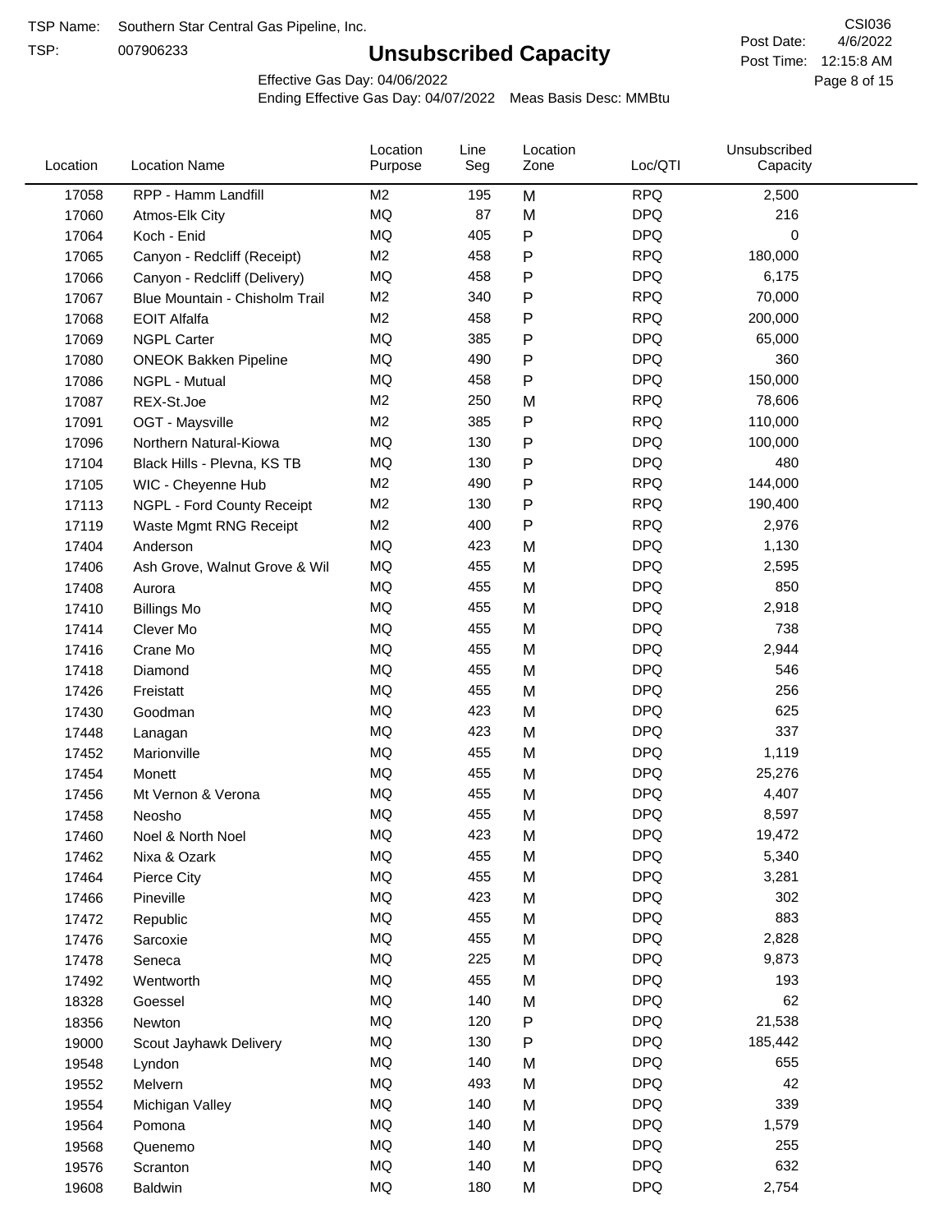TSP Name: Southern Star Central Gas Pipeline, Inc.

TSP: 007906233

# Unsubscribed Capacity

CSI036

Post Date: 4/6/2022

Post Time: 12:15:8 AM

Effective Gas Day: 04/06/2022

Ending Effective Gas Day: 04/07/2022 Meas Basis Desc: MMBtu

| Location | Location Name | Location Purpose | Line Seg | Location Zone | Loc/QTI | Unsubscribed Capacity |
|---|---|---|---|---|---|---|
| 17058 | RPP - Hamm Landfill | M2 | 195 | M | RPQ | 2,500 |
| 17060 | Atmos-Elk City | MQ | 87 | M | DPQ | 216 |
| 17064 | Koch - Enid | MQ | 405 | P | DPQ | 0 |
| 17065 | Canyon - Redcliff (Receipt) | M2 | 458 | P | RPQ | 180,000 |
| 17066 | Canyon - Redcliff (Delivery) | MQ | 458 | P | DPQ | 6,175 |
| 17067 | Blue Mountain - Chisholm Trail | M2 | 340 | P | RPQ | 70,000 |
| 17068 | EOIT Alfalfa | M2 | 458 | P | RPQ | 200,000 |
| 17069 | NGPL Carter | MQ | 385 | P | DPQ | 65,000 |
| 17080 | ONEOK Bakken Pipeline | MQ | 490 | P | DPQ | 360 |
| 17086 | NGPL - Mutual | MQ | 458 | P | DPQ | 150,000 |
| 17087 | REX-St.Joe | M2 | 250 | M | RPQ | 78,606 |
| 17091 | OGT - Maysville | M2 | 385 | P | RPQ | 110,000 |
| 17096 | Northern Natural-Kiowa | MQ | 130 | P | DPQ | 100,000 |
| 17104 | Black Hills - Plevna, KS TB | MQ | 130 | P | DPQ | 480 |
| 17105 | WIC - Cheyenne Hub | M2 | 490 | P | RPQ | 144,000 |
| 17113 | NGPL - Ford County Receipt | M2 | 130 | P | RPQ | 190,400 |
| 17119 | Waste Mgmt RNG Receipt | M2 | 400 | P | RPQ | 2,976 |
| 17404 | Anderson | MQ | 423 | M | DPQ | 1,130 |
| 17406 | Ash Grove, Walnut Grove & Wil | MQ | 455 | M | DPQ | 2,595 |
| 17408 | Aurora | MQ | 455 | M | DPQ | 850 |
| 17410 | Billings Mo | MQ | 455 | M | DPQ | 2,918 |
| 17414 | Clever Mo | MQ | 455 | M | DPQ | 738 |
| 17416 | Crane Mo | MQ | 455 | M | DPQ | 2,944 |
| 17418 | Diamond | MQ | 455 | M | DPQ | 546 |
| 17426 | Freistatt | MQ | 455 | M | DPQ | 256 |
| 17430 | Goodman | MQ | 423 | M | DPQ | 625 |
| 17448 | Lanagan | MQ | 423 | M | DPQ | 337 |
| 17452 | Marionville | MQ | 455 | M | DPQ | 1,119 |
| 17454 | Monett | MQ | 455 | M | DPQ | 25,276 |
| 17456 | Mt Vernon & Verona | MQ | 455 | M | DPQ | 4,407 |
| 17458 | Neosho | MQ | 455 | M | DPQ | 8,597 |
| 17460 | Noel & North Noel | MQ | 423 | M | DPQ | 19,472 |
| 17462 | Nixa & Ozark | MQ | 455 | M | DPQ | 5,340 |
| 17464 | Pierce City | MQ | 455 | M | DPQ | 3,281 |
| 17466 | Pineville | MQ | 423 | M | DPQ | 302 |
| 17472 | Republic | MQ | 455 | M | DPQ | 883 |
| 17476 | Sarcoxie | MQ | 455 | M | DPQ | 2,828 |
| 17478 | Seneca | MQ | 225 | M | DPQ | 9,873 |
| 17492 | Wentworth | MQ | 455 | M | DPQ | 193 |
| 18328 | Goessel | MQ | 140 | M | DPQ | 62 |
| 18356 | Newton | MQ | 120 | P | DPQ | 21,538 |
| 19000 | Scout Jayhawk Delivery | MQ | 130 | P | DPQ | 185,442 |
| 19548 | Lyndon | MQ | 140 | M | DPQ | 655 |
| 19552 | Melvern | MQ | 493 | M | DPQ | 42 |
| 19554 | Michigan Valley | MQ | 140 | M | DPQ | 339 |
| 19564 | Pomona | MQ | 140 | M | DPQ | 1,579 |
| 19568 | Quenemo | MQ | 140 | M | DPQ | 255 |
| 19576 | Scranton | MQ | 140 | M | DPQ | 632 |
| 19608 | Baldwin | MQ | 180 | M | DPQ | 2,754 |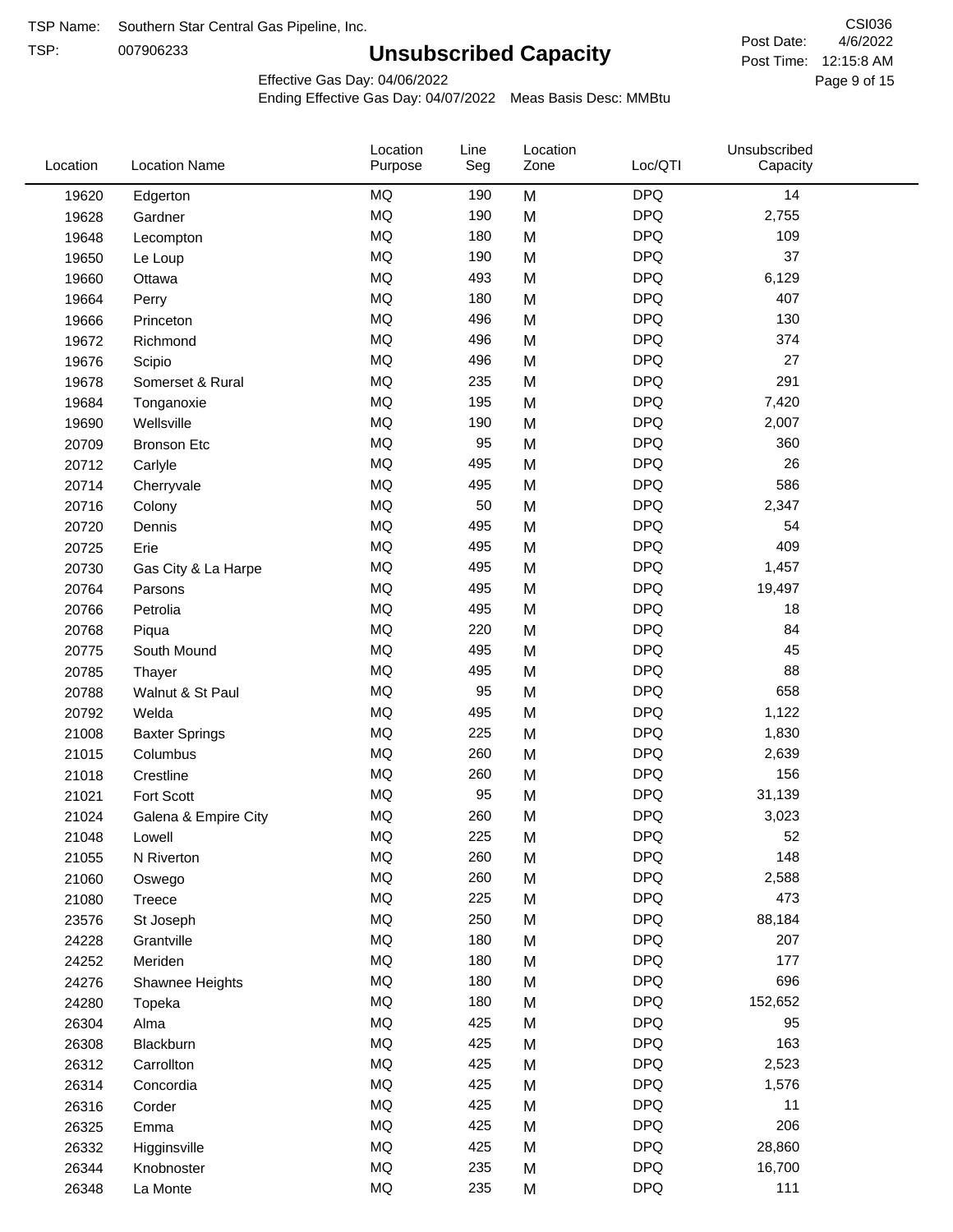TSP Name: Southern Star Central Gas Pipeline, Inc.

TSP: 007906233

# Unsubscribed Capacity

CSI036

Post Date: 4/6/2022

Post Time: 12:15:8 AM

Effective Gas Day: 04/06/2022

Ending Effective Gas Day: 04/07/2022 Meas Basis Desc: MMBtu

| Location | Location Name | Location Purpose | Line Seg | Location Zone | Loc/QTI | Unsubscribed Capacity |
|---|---|---|---|---|---|---|
| 19620 | Edgerton | MQ | 190 | M | DPQ | 14 |
| 19628 | Gardner | MQ | 190 | M | DPQ | 2,755 |
| 19648 | Lecompton | MQ | 180 | M | DPQ | 109 |
| 19650 | Le Loup | MQ | 190 | M | DPQ | 37 |
| 19660 | Ottawa | MQ | 493 | M | DPQ | 6,129 |
| 19664 | Perry | MQ | 180 | M | DPQ | 407 |
| 19666 | Princeton | MQ | 496 | M | DPQ | 130 |
| 19672 | Richmond | MQ | 496 | M | DPQ | 374 |
| 19676 | Scipio | MQ | 496 | M | DPQ | 27 |
| 19678 | Somerset & Rural | MQ | 235 | M | DPQ | 291 |
| 19684 | Tonganoxie | MQ | 195 | M | DPQ | 7,420 |
| 19690 | Wellsville | MQ | 190 | M | DPQ | 2,007 |
| 20709 | Bronson Etc | MQ | 95 | M | DPQ | 360 |
| 20712 | Carlyle | MQ | 495 | M | DPQ | 26 |
| 20714 | Cherryvale | MQ | 495 | M | DPQ | 586 |
| 20716 | Colony | MQ | 50 | M | DPQ | 2,347 |
| 20720 | Dennis | MQ | 495 | M | DPQ | 54 |
| 20725 | Erie | MQ | 495 | M | DPQ | 409 |
| 20730 | Gas City & La Harpe | MQ | 495 | M | DPQ | 1,457 |
| 20764 | Parsons | MQ | 495 | M | DPQ | 19,497 |
| 20766 | Petrolia | MQ | 495 | M | DPQ | 18 |
| 20768 | Piqua | MQ | 220 | M | DPQ | 84 |
| 20775 | South Mound | MQ | 495 | M | DPQ | 45 |
| 20785 | Thayer | MQ | 495 | M | DPQ | 88 |
| 20788 | Walnut & St Paul | MQ | 95 | M | DPQ | 658 |
| 20792 | Welda | MQ | 495 | M | DPQ | 1,122 |
| 21008 | Baxter Springs | MQ | 225 | M | DPQ | 1,830 |
| 21015 | Columbus | MQ | 260 | M | DPQ | 2,639 |
| 21018 | Crestline | MQ | 260 | M | DPQ | 156 |
| 21021 | Fort Scott | MQ | 95 | M | DPQ | 31,139 |
| 21024 | Galena & Empire City | MQ | 260 | M | DPQ | 3,023 |
| 21048 | Lowell | MQ | 225 | M | DPQ | 52 |
| 21055 | N Riverton | MQ | 260 | M | DPQ | 148 |
| 21060 | Oswego | MQ | 260 | M | DPQ | 2,588 |
| 21080 | Treece | MQ | 225 | M | DPQ | 473 |
| 23576 | St Joseph | MQ | 250 | M | DPQ | 88,184 |
| 24228 | Grantville | MQ | 180 | M | DPQ | 207 |
| 24252 | Meriden | MQ | 180 | M | DPQ | 177 |
| 24276 | Shawnee Heights | MQ | 180 | M | DPQ | 696 |
| 24280 | Topeka | MQ | 180 | M | DPQ | 152,652 |
| 26304 | Alma | MQ | 425 | M | DPQ | 95 |
| 26308 | Blackburn | MQ | 425 | M | DPQ | 163 |
| 26312 | Carrollton | MQ | 425 | M | DPQ | 2,523 |
| 26314 | Concordia | MQ | 425 | M | DPQ | 1,576 |
| 26316 | Corder | MQ | 425 | M | DPQ | 11 |
| 26325 | Emma | MQ | 425 | M | DPQ | 206 |
| 26332 | Higginsville | MQ | 425 | M | DPQ | 28,860 |
| 26344 | Knobnoster | MQ | 235 | M | DPQ | 16,700 |
| 26348 | La Monte | MQ | 235 | M | DPQ | 111 |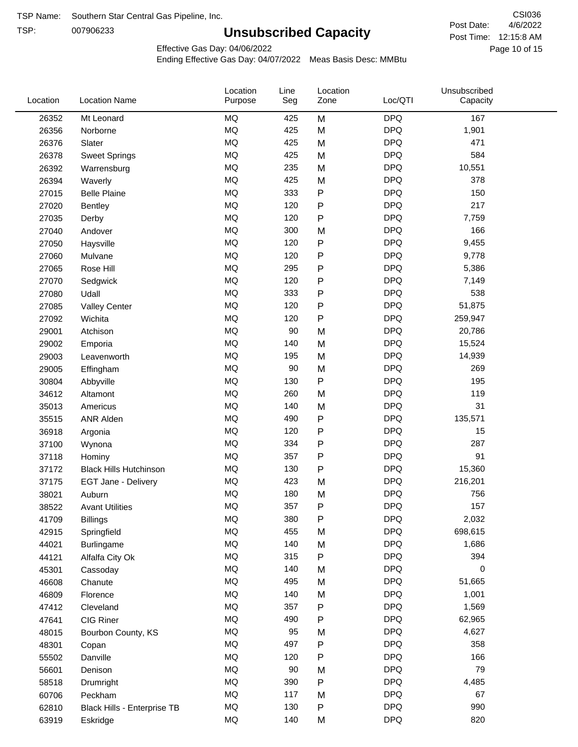TSP Name: Southern Star Central Gas Pipeline, Inc.

TSP: 007906233

# Unsubscribed Capacity

CSI036

Post Date: 4/6/2022

Post Time: 12:15:8 AM

Effective Gas Day: 04/06/2022

Ending Effective Gas Day: 04/07/2022 Meas Basis Desc: MMBtu

| Location | Location Name | Location Purpose | Line Seg | Location Zone | Loc/QTI | Unsubscribed Capacity |
|---|---|---|---|---|---|---|
| 26352 | Mt Leonard | MQ | 425 | M | DPQ | 167 |
| 26356 | Norborne | MQ | 425 | M | DPQ | 1,901 |
| 26376 | Slater | MQ | 425 | M | DPQ | 471 |
| 26378 | Sweet Springs | MQ | 425 | M | DPQ | 584 |
| 26392 | Warrensburg | MQ | 235 | M | DPQ | 10,551 |
| 26394 | Waverly | MQ | 425 | M | DPQ | 378 |
| 27015 | Belle Plaine | MQ | 333 | P | DPQ | 150 |
| 27020 | Bentley | MQ | 120 | P | DPQ | 217 |
| 27035 | Derby | MQ | 120 | P | DPQ | 7,759 |
| 27040 | Andover | MQ | 300 | M | DPQ | 166 |
| 27050 | Haysville | MQ | 120 | P | DPQ | 9,455 |
| 27060 | Mulvane | MQ | 120 | P | DPQ | 9,778 |
| 27065 | Rose Hill | MQ | 295 | P | DPQ | 5,386 |
| 27070 | Sedgwick | MQ | 120 | P | DPQ | 7,149 |
| 27080 | Udall | MQ | 333 | P | DPQ | 538 |
| 27085 | Valley Center | MQ | 120 | P | DPQ | 51,875 |
| 27092 | Wichita | MQ | 120 | P | DPQ | 259,947 |
| 29001 | Atchison | MQ | 90 | M | DPQ | 20,786 |
| 29002 | Emporia | MQ | 140 | M | DPQ | 15,524 |
| 29003 | Leavenworth | MQ | 195 | M | DPQ | 14,939 |
| 29005 | Effingham | MQ | 90 | M | DPQ | 269 |
| 30804 | Abbyville | MQ | 130 | P | DPQ | 195 |
| 34612 | Altamont | MQ | 260 | M | DPQ | 119 |
| 35013 | Americus | MQ | 140 | M | DPQ | 31 |
| 35515 | ANR Alden | MQ | 490 | P | DPQ | 135,571 |
| 36918 | Argonia | MQ | 120 | P | DPQ | 15 |
| 37100 | Wynona | MQ | 334 | P | DPQ | 287 |
| 37118 | Hominy | MQ | 357 | P | DPQ | 91 |
| 37172 | Black Hills Hutchinson | MQ | 130 | P | DPQ | 15,360 |
| 37175 | EGT Jane - Delivery | MQ | 423 | M | DPQ | 216,201 |
| 38021 | Auburn | MQ | 180 | M | DPQ | 756 |
| 38522 | Avant Utilities | MQ | 357 | P | DPQ | 157 |
| 41709 | Billings | MQ | 380 | P | DPQ | 2,032 |
| 42915 | Springfield | MQ | 455 | M | DPQ | 698,615 |
| 44021 | Burlingame | MQ | 140 | M | DPQ | 1,686 |
| 44121 | Alfalfa City Ok | MQ | 315 | P | DPQ | 394 |
| 45301 | Cassoday | MQ | 140 | M | DPQ | 0 |
| 46608 | Chanute | MQ | 495 | M | DPQ | 51,665 |
| 46809 | Florence | MQ | 140 | M | DPQ | 1,001 |
| 47412 | Cleveland | MQ | 357 | P | DPQ | 1,569 |
| 47641 | CIG Riner | MQ | 490 | P | DPQ | 62,965 |
| 48015 | Bourbon County, KS | MQ | 95 | M | DPQ | 4,627 |
| 48301 | Copan | MQ | 497 | P | DPQ | 358 |
| 55502 | Danville | MQ | 120 | P | DPQ | 166 |
| 56601 | Denison | MQ | 90 | M | DPQ | 79 |
| 58518 | Drumright | MQ | 390 | P | DPQ | 4,485 |
| 60706 | Peckham | MQ | 117 | M | DPQ | 67 |
| 62810 | Black Hills - Enterprise TB | MQ | 130 | P | DPQ | 990 |
| 63919 | Eskridge | MQ | 140 | M | DPQ | 820 |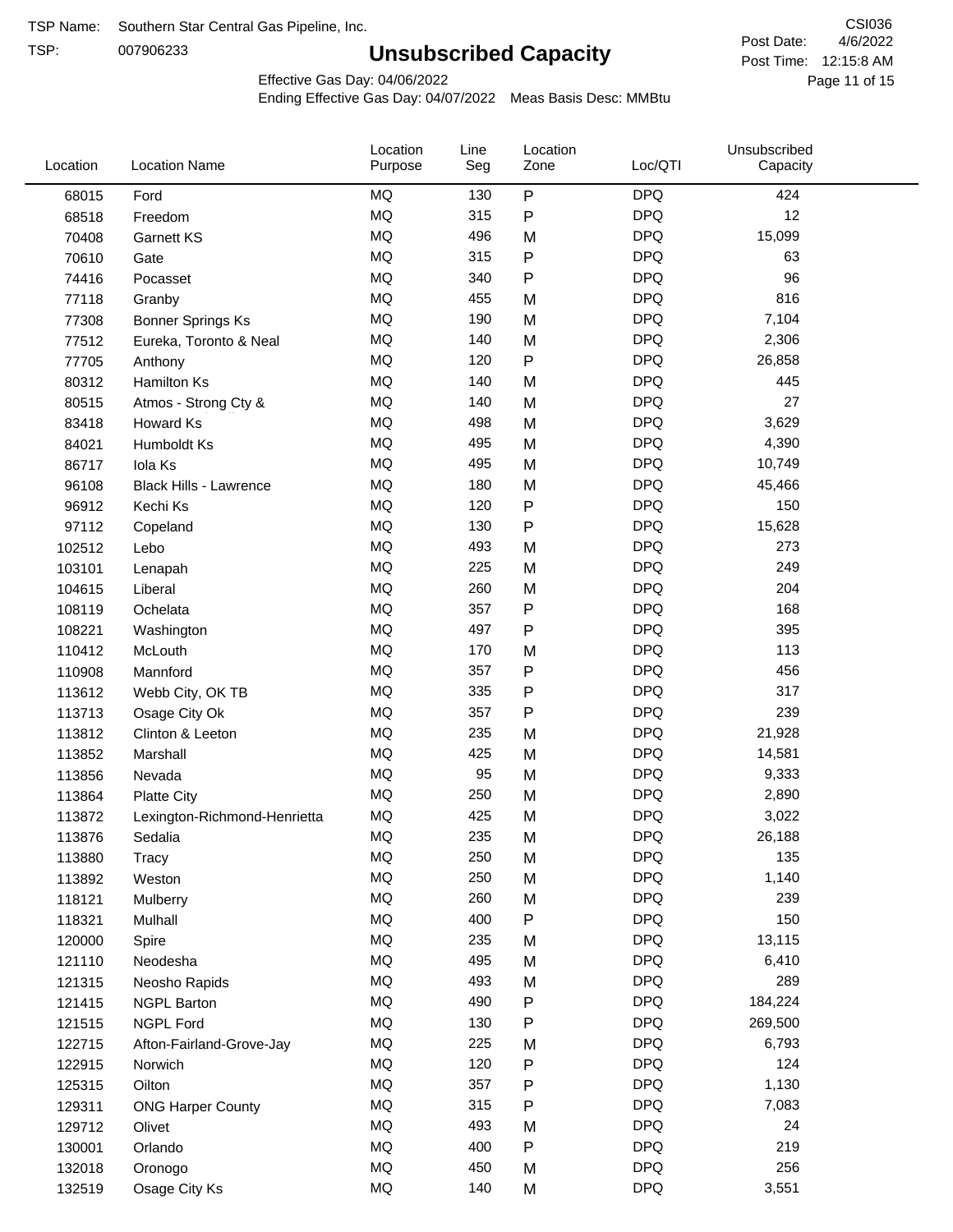TSP Name: Southern Star Central Gas Pipeline, Inc.

TSP: 007906233

# Unsubscribed Capacity

CSI036

Post Date: 4/6/2022

Post Time: 12:15:8 AM

Effective Gas Day: 04/06/2022

Ending Effective Gas Day: 04/07/2022 Meas Basis Desc: MMBtu

| Location | Location Name | Location Purpose | Line Seg | Location Zone | Loc/QTI | Unsubscribed Capacity |
|---|---|---|---|---|---|---|
| 68015 | Ford | MQ | 130 | P | DPQ | 424 |
| 68518 | Freedom | MQ | 315 | P | DPQ | 12 |
| 70408 | Garnett KS | MQ | 496 | M | DPQ | 15,099 |
| 70610 | Gate | MQ | 315 | P | DPQ | 63 |
| 74416 | Pocasset | MQ | 340 | P | DPQ | 96 |
| 77118 | Granby | MQ | 455 | M | DPQ | 816 |
| 77308 | Bonner Springs Ks | MQ | 190 | M | DPQ | 7,104 |
| 77512 | Eureka, Toronto & Neal | MQ | 140 | M | DPQ | 2,306 |
| 77705 | Anthony | MQ | 120 | P | DPQ | 26,858 |
| 80312 | Hamilton Ks | MQ | 140 | M | DPQ | 445 |
| 80515 | Atmos - Strong Cty & | MQ | 140 | M | DPQ | 27 |
| 83418 | Howard Ks | MQ | 498 | M | DPQ | 3,629 |
| 84021 | Humboldt Ks | MQ | 495 | M | DPQ | 4,390 |
| 86717 | Iola Ks | MQ | 495 | M | DPQ | 10,749 |
| 96108 | Black Hills - Lawrence | MQ | 180 | M | DPQ | 45,466 |
| 96912 | Kechi Ks | MQ | 120 | P | DPQ | 150 |
| 97112 | Copeland | MQ | 130 | P | DPQ | 15,628 |
| 102512 | Lebo | MQ | 493 | M | DPQ | 273 |
| 103101 | Lenapah | MQ | 225 | M | DPQ | 249 |
| 104615 | Liberal | MQ | 260 | M | DPQ | 204 |
| 108119 | Ochelata | MQ | 357 | P | DPQ | 168 |
| 108221 | Washington | MQ | 497 | P | DPQ | 395 |
| 110412 | McLouth | MQ | 170 | M | DPQ | 113 |
| 110908 | Mannford | MQ | 357 | P | DPQ | 456 |
| 113612 | Webb City, OK TB | MQ | 335 | P | DPQ | 317 |
| 113713 | Osage City Ok | MQ | 357 | P | DPQ | 239 |
| 113812 | Clinton & Leeton | MQ | 235 | M | DPQ | 21,928 |
| 113852 | Marshall | MQ | 425 | M | DPQ | 14,581 |
| 113856 | Nevada | MQ | 95 | M | DPQ | 9,333 |
| 113864 | Platte City | MQ | 250 | M | DPQ | 2,890 |
| 113872 | Lexington-Richmond-Henrietta | MQ | 425 | M | DPQ | 3,022 |
| 113876 | Sedalia | MQ | 235 | M | DPQ | 26,188 |
| 113880 | Tracy | MQ | 250 | M | DPQ | 135 |
| 113892 | Weston | MQ | 250 | M | DPQ | 1,140 |
| 118121 | Mulberry | MQ | 260 | M | DPQ | 239 |
| 118321 | Mulhall | MQ | 400 | P | DPQ | 150 |
| 120000 | Spire | MQ | 235 | M | DPQ | 13,115 |
| 121110 | Neodesha | MQ | 495 | M | DPQ | 6,410 |
| 121315 | Neosho Rapids | MQ | 493 | M | DPQ | 289 |
| 121415 | NGPL Barton | MQ | 490 | P | DPQ | 184,224 |
| 121515 | NGPL Ford | MQ | 130 | P | DPQ | 269,500 |
| 122715 | Afton-Fairland-Grove-Jay | MQ | 225 | M | DPQ | 6,793 |
| 122915 | Norwich | MQ | 120 | P | DPQ | 124 |
| 125315 | Oilton | MQ | 357 | P | DPQ | 1,130 |
| 129311 | ONG Harper County | MQ | 315 | P | DPQ | 7,083 |
| 129712 | Olivet | MQ | 493 | M | DPQ | 24 |
| 130001 | Orlando | MQ | 400 | P | DPQ | 219 |
| 132018 | Oronogo | MQ | 450 | M | DPQ | 256 |
| 132519 | Osage City Ks | MQ | 140 | M | DPQ | 3,551 |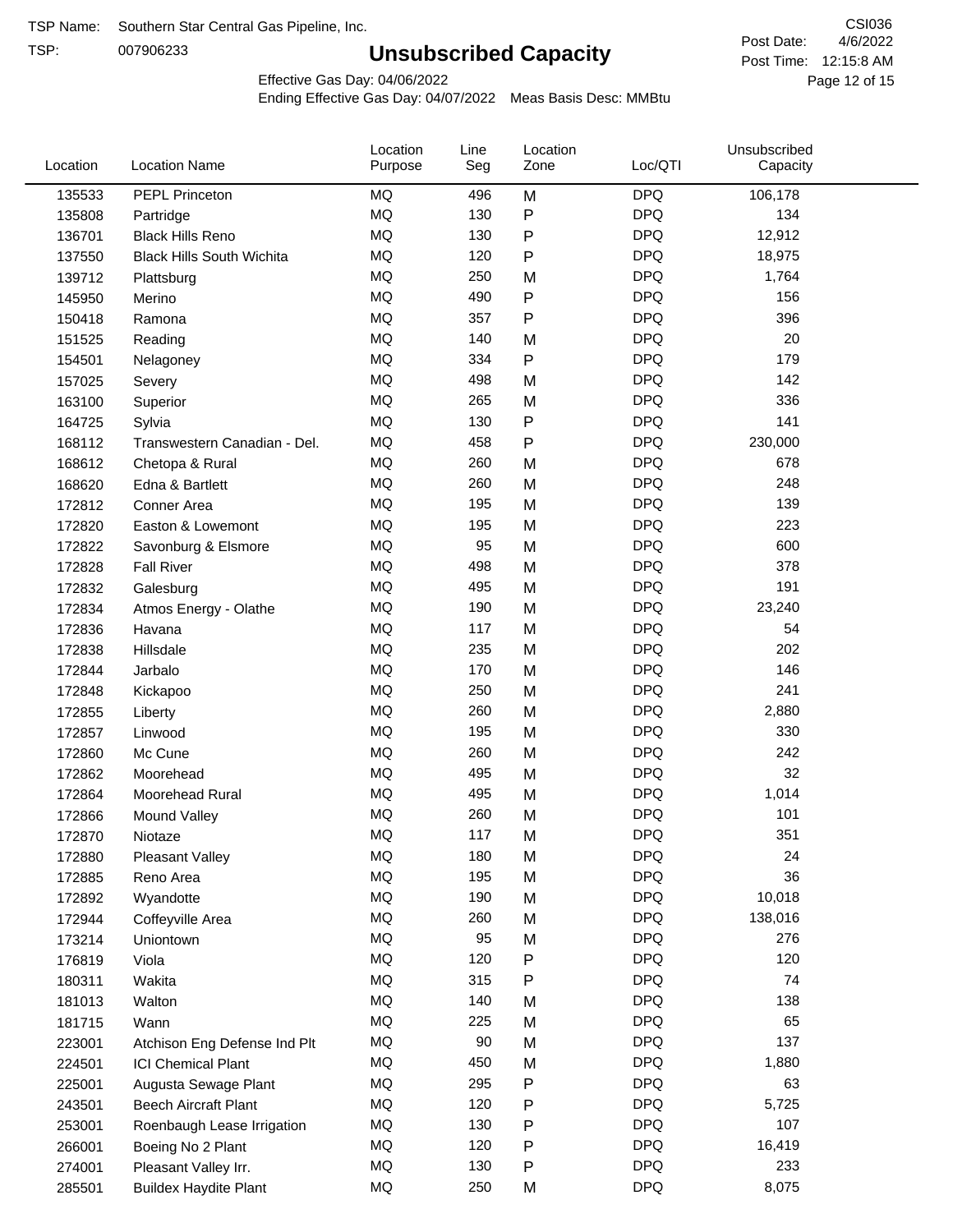TSP Name: Southern Star Central Gas Pipeline, Inc.

TSP: 007906233

# Unsubscribed Capacity

CSI036

Post Date: 4/6/2022

Post Time: 12:15:8 AM

Effective Gas Day: 04/06/2022

Ending Effective Gas Day: 04/07/2022 Meas Basis Desc: MMBtu

| Location | Location Name | Location Purpose | Line Seg | Location Zone | Loc/QTI | Unsubscribed Capacity |
|---|---|---|---|---|---|---|
| 135533 | PEPL Princeton | MQ | 496 | M | DPQ | 106,178 |
| 135808 | Partridge | MQ | 130 | P | DPQ | 134 |
| 136701 | Black Hills Reno | MQ | 130 | P | DPQ | 12,912 |
| 137550 | Black Hills South Wichita | MQ | 120 | P | DPQ | 18,975 |
| 139712 | Plattsburg | MQ | 250 | M | DPQ | 1,764 |
| 145950 | Merino | MQ | 490 | P | DPQ | 156 |
| 150418 | Ramona | MQ | 357 | P | DPQ | 396 |
| 151525 | Reading | MQ | 140 | M | DPQ | 20 |
| 154501 | Nelagoney | MQ | 334 | P | DPQ | 179 |
| 157025 | Severy | MQ | 498 | M | DPQ | 142 |
| 163100 | Superior | MQ | 265 | M | DPQ | 336 |
| 164725 | Sylvia | MQ | 130 | P | DPQ | 141 |
| 168112 | Transwestern Canadian - Del. | MQ | 458 | P | DPQ | 230,000 |
| 168612 | Chetopa & Rural | MQ | 260 | M | DPQ | 678 |
| 168620 | Edna & Bartlett | MQ | 260 | M | DPQ | 248 |
| 172812 | Conner Area | MQ | 195 | M | DPQ | 139 |
| 172820 | Easton & Lowemont | MQ | 195 | M | DPQ | 223 |
| 172822 | Savonburg & Elsmore | MQ | 95 | M | DPQ | 600 |
| 172828 | Fall River | MQ | 498 | M | DPQ | 378 |
| 172832 | Galesburg | MQ | 495 | M | DPQ | 191 |
| 172834 | Atmos Energy - Olathe | MQ | 190 | M | DPQ | 23,240 |
| 172836 | Havana | MQ | 117 | M | DPQ | 54 |
| 172838 | Hillsdale | MQ | 235 | M | DPQ | 202 |
| 172844 | Jarbalo | MQ | 170 | M | DPQ | 146 |
| 172848 | Kickapoo | MQ | 250 | M | DPQ | 241 |
| 172855 | Liberty | MQ | 260 | M | DPQ | 2,880 |
| 172857 | Linwood | MQ | 195 | M | DPQ | 330 |
| 172860 | Mc Cune | MQ | 260 | M | DPQ | 242 |
| 172862 | Moorehead | MQ | 495 | M | DPQ | 32 |
| 172864 | Moorehead Rural | MQ | 495 | M | DPQ | 1,014 |
| 172866 | Mound Valley | MQ | 260 | M | DPQ | 101 |
| 172870 | Niotaze | MQ | 117 | M | DPQ | 351 |
| 172880 | Pleasant Valley | MQ | 180 | M | DPQ | 24 |
| 172885 | Reno Area | MQ | 195 | M | DPQ | 36 |
| 172892 | Wyandotte | MQ | 190 | M | DPQ | 10,018 |
| 172944 | Coffeyville Area | MQ | 260 | M | DPQ | 138,016 |
| 173214 | Uniontown | MQ | 95 | M | DPQ | 276 |
| 176819 | Viola | MQ | 120 | P | DPQ | 120 |
| 180311 | Wakita | MQ | 315 | P | DPQ | 74 |
| 181013 | Walton | MQ | 140 | M | DPQ | 138 |
| 181715 | Wann | MQ | 225 | M | DPQ | 65 |
| 223001 | Atchison Eng Defense Ind Plt | MQ | 90 | M | DPQ | 137 |
| 224501 | ICI Chemical Plant | MQ | 450 | M | DPQ | 1,880 |
| 225001 | Augusta Sewage Plant | MQ | 295 | P | DPQ | 63 |
| 243501 | Beech Aircraft Plant | MQ | 120 | P | DPQ | 5,725 |
| 253001 | Roenbaugh Lease Irrigation | MQ | 130 | P | DPQ | 107 |
| 266001 | Boeing No 2 Plant | MQ | 120 | P | DPQ | 16,419 |
| 274001 | Pleasant Valley Irr. | MQ | 130 | P | DPQ | 233 |
| 285501 | Buildex Haydite Plant | MQ | 250 | M | DPQ | 8,075 |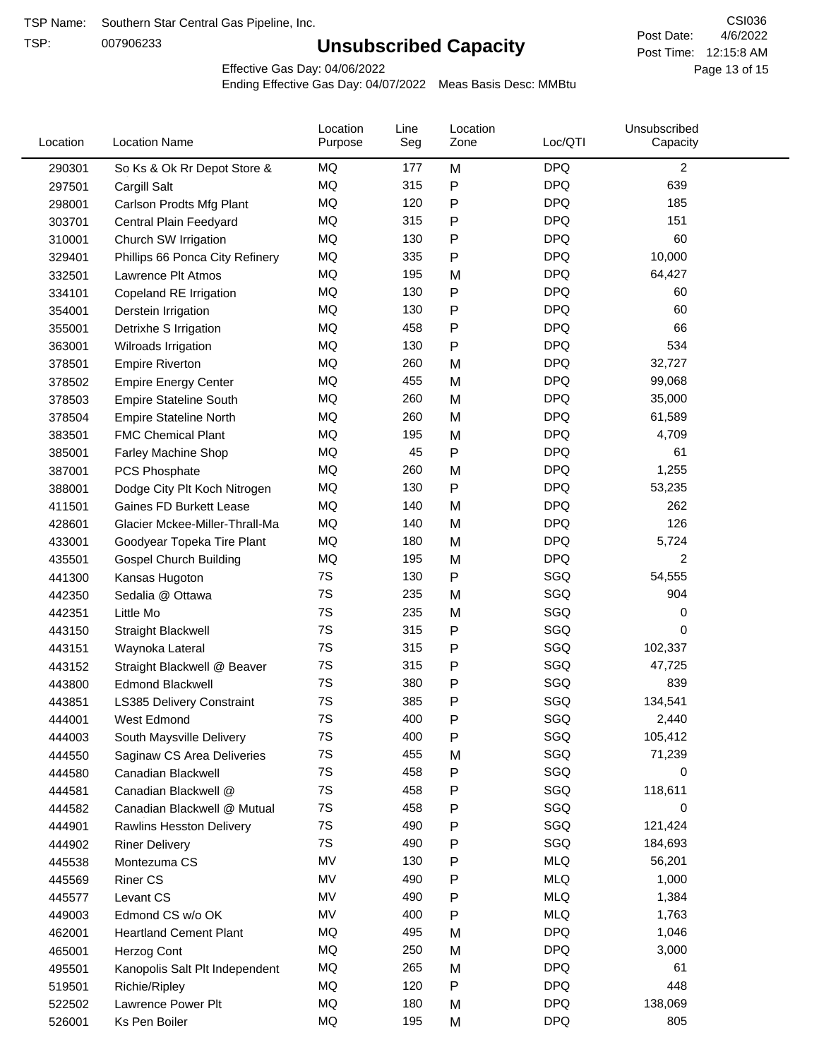TSP Name: Southern Star Central Gas Pipeline, Inc.

TSP: 007906233

# Unsubscribed Capacity

CSI036

Post Date: 4/6/2022

Post Time: 12:15:8 AM

Effective Gas Day: 04/06/2022

Ending Effective Gas Day: 04/07/2022 Meas Basis Desc: MMBtu

| Location | Location Name | Location Purpose | Line Seg | Location Zone | Loc/QTI | Unsubscribed Capacity |
|---|---|---|---|---|---|---|
| 290301 | So Ks & Ok Rr Depot Store & | MQ | 177 | M | DPQ | 2 |
| 297501 | Cargill Salt | MQ | 315 | P | DPQ | 639 |
| 298001 | Carlson Prodts Mfg Plant | MQ | 120 | P | DPQ | 185 |
| 303701 | Central Plain Feedyard | MQ | 315 | P | DPQ | 151 |
| 310001 | Church SW Irrigation | MQ | 130 | P | DPQ | 60 |
| 329401 | Phillips 66 Ponca City Refinery | MQ | 335 | P | DPQ | 10,000 |
| 332501 | Lawrence Plt Atmos | MQ | 195 | M | DPQ | 64,427 |
| 334101 | Copeland RE Irrigation | MQ | 130 | P | DPQ | 60 |
| 354001 | Derstein Irrigation | MQ | 130 | P | DPQ | 60 |
| 355001 | Detrixhe S Irrigation | MQ | 458 | P | DPQ | 66 |
| 363001 | Wilroads Irrigation | MQ | 130 | P | DPQ | 534 |
| 378501 | Empire Riverton | MQ | 260 | M | DPQ | 32,727 |
| 378502 | Empire Energy Center | MQ | 455 | M | DPQ | 99,068 |
| 378503 | Empire Stateline South | MQ | 260 | M | DPQ | 35,000 |
| 378504 | Empire Stateline North | MQ | 260 | M | DPQ | 61,589 |
| 383501 | FMC Chemical Plant | MQ | 195 | M | DPQ | 4,709 |
| 385001 | Farley Machine Shop | MQ | 45 | P | DPQ | 61 |
| 387001 | PCS Phosphate | MQ | 260 | M | DPQ | 1,255 |
| 388001 | Dodge City Plt Koch Nitrogen | MQ | 130 | P | DPQ | 53,235 |
| 411501 | Gaines FD Burkett Lease | MQ | 140 | M | DPQ | 262 |
| 428601 | Glacier Mckee-Miller-Thrall-Ma | MQ | 140 | M | DPQ | 126 |
| 433001 | Goodyear Topeka Tire Plant | MQ | 180 | M | DPQ | 5,724 |
| 435501 | Gospel Church Building | MQ | 195 | M | DPQ | 2 |
| 441300 | Kansas Hugoton | 7S | 130 | P | SGQ | 54,555 |
| 442350 | Sedalia @ Ottawa | 7S | 235 | M | SGQ | 904 |
| 442351 | Little Mo | 7S | 235 | M | SGQ | 0 |
| 443150 | Straight Blackwell | 7S | 315 | P | SGQ | 0 |
| 443151 | Waynoka Lateral | 7S | 315 | P | SGQ | 102,337 |
| 443152 | Straight Blackwell @ Beaver | 7S | 315 | P | SGQ | 47,725 |
| 443800 | Edmond Blackwell | 7S | 380 | P | SGQ | 839 |
| 443851 | LS385 Delivery Constraint | 7S | 385 | P | SGQ | 134,541 |
| 444001 | West Edmond | 7S | 400 | P | SGQ | 2,440 |
| 444003 | South Maysville Delivery | 7S | 400 | P | SGQ | 105,412 |
| 444550 | Saginaw CS Area Deliveries | 7S | 455 | M | SGQ | 71,239 |
| 444580 | Canadian Blackwell | 7S | 458 | P | SGQ | 0 |
| 444581 | Canadian Blackwell @ | 7S | 458 | P | SGQ | 118,611 |
| 444582 | Canadian Blackwell @ Mutual | 7S | 458 | P | SGQ | 0 |
| 444901 | Rawlins Hesston Delivery | 7S | 490 | P | SGQ | 121,424 |
| 444902 | Riner Delivery | 7S | 490 | P | SGQ | 184,693 |
| 445538 | Montezuma CS | MV | 130 | P | MLQ | 56,201 |
| 445569 | Riner CS | MV | 490 | P | MLQ | 1,000 |
| 445577 | Levant CS | MV | 490 | P | MLQ | 1,384 |
| 449003 | Edmond CS w/o OK | MV | 400 | P | MLQ | 1,763 |
| 462001 | Heartland Cement Plant | MQ | 495 | M | DPQ | 1,046 |
| 465001 | Herzog Cont | MQ | 250 | M | DPQ | 3,000 |
| 495501 | Kanopolis Salt Plt Independent | MQ | 265 | M | DPQ | 61 |
| 519501 | Richie/Ripley | MQ | 120 | P | DPQ | 448 |
| 522502 | Lawrence Power Plt | MQ | 180 | M | DPQ | 138,069 |
| 526001 | Ks Pen Boiler | MQ | 195 | M | DPQ | 805 |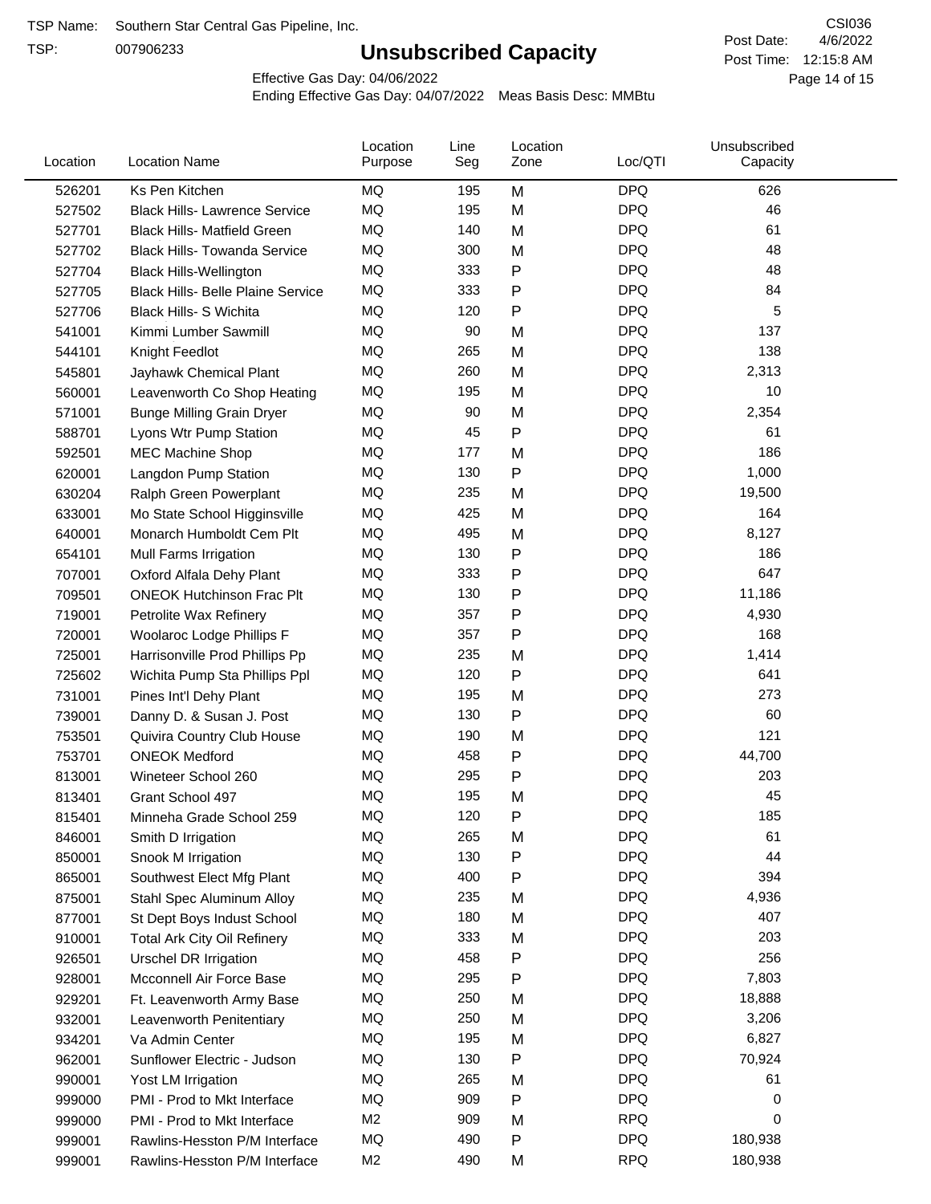TSP Name: Southern Star Central Gas Pipeline, Inc.

TSP: 007906233

# Unsubscribed Capacity

CSI036

Post Date: 4/6/2022

Post Time: 12:15:8 AM

Effective Gas Day: 04/06/2022

Ending Effective Gas Day: 04/07/2022 Meas Basis Desc: MMBtu

| Location | Location Name | Location Purpose | Line Seg | Location Zone | Loc/QTI | Unsubscribed Capacity |
|---|---|---|---|---|---|---|
| 526201 | Ks Pen Kitchen | MQ | 195 | M | DPQ | 626 |
| 527502 | Black Hills- Lawrence Service | MQ | 195 | M | DPQ | 46 |
| 527701 | Black Hills- Matfield Green | MQ | 140 | M | DPQ | 61 |
| 527702 | Black Hills- Towanda Service | MQ | 300 | M | DPQ | 48 |
| 527704 | Black Hills-Wellington | MQ | 333 | P | DPQ | 48 |
| 527705 | Black Hills- Belle Plaine Service | MQ | 333 | P | DPQ | 84 |
| 527706 | Black Hills- S Wichita | MQ | 120 | P | DPQ | 5 |
| 541001 | Kimmi Lumber Sawmill | MQ | 90 | M | DPQ | 137 |
| 544101 | Knight Feedlot | MQ | 265 | M | DPQ | 138 |
| 545801 | Jayhawk Chemical Plant | MQ | 260 | M | DPQ | 2,313 |
| 560001 | Leavenworth Co Shop Heating | MQ | 195 | M | DPQ | 10 |
| 571001 | Bunge Milling Grain Dryer | MQ | 90 | M | DPQ | 2,354 |
| 588701 | Lyons Wtr Pump Station | MQ | 45 | P | DPQ | 61 |
| 592501 | MEC Machine Shop | MQ | 177 | M | DPQ | 186 |
| 620001 | Langdon Pump Station | MQ | 130 | P | DPQ | 1,000 |
| 630204 | Ralph Green Powerplant | MQ | 235 | M | DPQ | 19,500 |
| 633001 | Mo State School Higginsville | MQ | 425 | M | DPQ | 164 |
| 640001 | Monarch Humboldt Cem Plt | MQ | 495 | M | DPQ | 8,127 |
| 654101 | Mull Farms Irrigation | MQ | 130 | P | DPQ | 186 |
| 707001 | Oxford Alfala Dehy Plant | MQ | 333 | P | DPQ | 647 |
| 709501 | ONEOK Hutchinson Frac Plt | MQ | 130 | P | DPQ | 11,186 |
| 719001 | Petrolite Wax Refinery | MQ | 357 | P | DPQ | 4,930 |
| 720001 | Woolaroc Lodge Phillips F | MQ | 357 | P | DPQ | 168 |
| 725001 | Harrisonville Prod Phillips Pp | MQ | 235 | M | DPQ | 1,414 |
| 725602 | Wichita Pump Sta Phillips Ppl | MQ | 120 | P | DPQ | 641 |
| 731001 | Pines Int'l Dehy Plant | MQ | 195 | M | DPQ | 273 |
| 739001 | Danny D. & Susan J. Post | MQ | 130 | P | DPQ | 60 |
| 753501 | Quivira Country Club House | MQ | 190 | M | DPQ | 121 |
| 753701 | ONEOK Medford | MQ | 458 | P | DPQ | 44,700 |
| 813001 | Wineteer School 260 | MQ | 295 | P | DPQ | 203 |
| 813401 | Grant School 497 | MQ | 195 | M | DPQ | 45 |
| 815401 | Minneha Grade School 259 | MQ | 120 | P | DPQ | 185 |
| 846001 | Smith D Irrigation | MQ | 265 | M | DPQ | 61 |
| 850001 | Snook M Irrigation | MQ | 130 | P | DPQ | 44 |
| 865001 | Southwest Elect Mfg Plant | MQ | 400 | P | DPQ | 394 |
| 875001 | Stahl Spec Aluminum Alloy | MQ | 235 | M | DPQ | 4,936 |
| 877001 | St Dept Boys Indust School | MQ | 180 | M | DPQ | 407 |
| 910001 | Total Ark City Oil Refinery | MQ | 333 | M | DPQ | 203 |
| 926501 | Urschel DR Irrigation | MQ | 458 | P | DPQ | 256 |
| 928001 | Mcconnell Air Force Base | MQ | 295 | P | DPQ | 7,803 |
| 929201 | Ft. Leavenworth Army Base | MQ | 250 | M | DPQ | 18,888 |
| 932001 | Leavenworth Penitentiary | MQ | 250 | M | DPQ | 3,206 |
| 934201 | Va Admin Center | MQ | 195 | M | DPQ | 6,827 |
| 962001 | Sunflower Electric - Judson | MQ | 130 | P | DPQ | 70,924 |
| 990001 | Yost LM Irrigation | MQ | 265 | M | DPQ | 61 |
| 999000 | PMI - Prod to Mkt Interface | MQ | 909 | P | DPQ | 0 |
| 999000 | PMI - Prod to Mkt Interface | M2 | 909 | M | RPQ | 0 |
| 999001 | Rawlins-Hesston P/M Interface | MQ | 490 | P | DPQ | 180,938 |
| 999001 | Rawlins-Hesston P/M Interface | M2 | 490 | M | RPQ | 180,938 |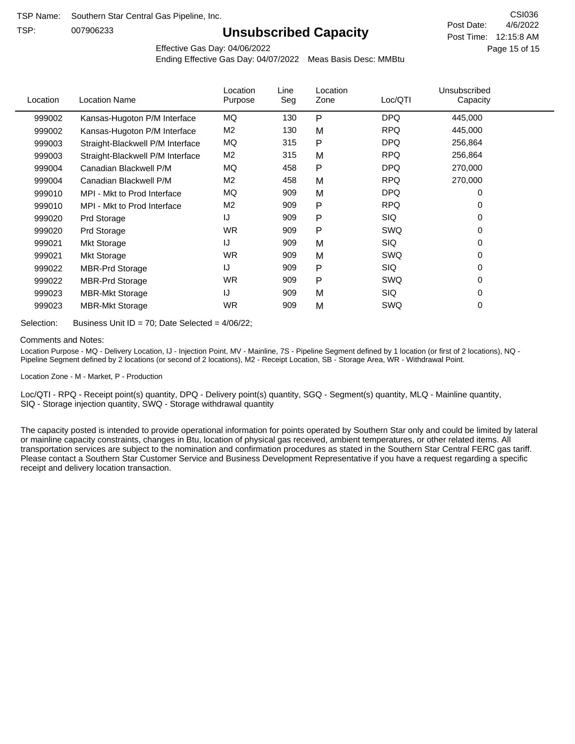TSP Name: Southern Star Central Gas Pipeline, Inc.

TSP: 007906233

# Unsubscribed Capacity

CSI036

Post Date: 4/6/2022

Post Time: 12:15:8 AM

Effective Gas Day: 04/06/2022

Ending Effective Gas Day: 04/07/2022 Meas Basis Desc: MMBtu

| Location | Location Name | Location Purpose | Line Seg | Location Zone | Loc/QTI | Unsubscribed Capacity |
|---|---|---|---|---|---|---|
| 999002 | Kansas-Hugoton P/M Interface | MQ | 130 | P | DPQ | 445,000 |
| 999002 | Kansas-Hugoton P/M Interface | M2 | 130 | M | RPQ | 445,000 |
| 999003 | Straight-Blackwell P/M Interface | MQ | 315 | P | DPQ | 256,864 |
| 999003 | Straight-Blackwell P/M Interface | M2 | 315 | M | RPQ | 256,864 |
| 999004 | Canadian Blackwell P/M | MQ | 458 | P | DPQ | 270,000 |
| 999004 | Canadian Blackwell P/M | M2 | 458 | M | RPQ | 270,000 |
| 999010 | MPI - Mkt to Prod Interface | MQ | 909 | M | DPQ | 0 |
| 999010 | MPI - Mkt to Prod Interface | M2 | 909 | P | RPQ | 0 |
| 999020 | Prd Storage | IJ | 909 | P | SIQ | 0 |
| 999020 | Prd Storage | WR | 909 | P | SWQ | 0 |
| 999021 | Mkt Storage | IJ | 909 | M | SIQ | 0 |
| 999021 | Mkt Storage | WR | 909 | M | SWQ | 0 |
| 999022 | MBR-Prd Storage | IJ | 909 | P | SIQ | 0 |
| 999022 | MBR-Prd Storage | WR | 909 | P | SWQ | 0 |
| 999023 | MBR-Mkt Storage | IJ | 909 | M | SIQ | 0 |
| 999023 | MBR-Mkt Storage | WR | 909 | M | SWQ | 0 |

Selection: Business Unit ID = 70; Date Selected = 4/06/22;

Comments and Notes:

Location Purpose - MQ - Delivery Location, IJ - Injection Point, MV - Mainline, 7S - Pipeline Segment defined by 1 location (or first of 2 locations), NQ - Pipeline Segment defined by 2 locations (or second of 2 locations), M2 - Receipt Location, SB - Storage Area, WR - Withdrawal Point.

Location Zone - M - Market, P - Production

Loc/QTI - RPQ - Receipt point(s) quantity, DPQ - Delivery point(s) quantity, SGQ - Segment(s) quantity, MLQ - Mainline quantity, SIQ - Storage injection quantity, SWQ - Storage withdrawal quantity

The capacity posted is intended to provide operational information for points operated by Southern Star only and could be limited by lateral or mainline capacity constraints, changes in Btu, location of physical gas received, ambient temperatures, or other related items. All transportation services are subject to the nomination and confirmation procedures as stated in the Southern Star Central FERC gas tariff. Please contact a Southern Star Customer Service and Business Development Representative if you have a request regarding a specific receipt and delivery location transaction.